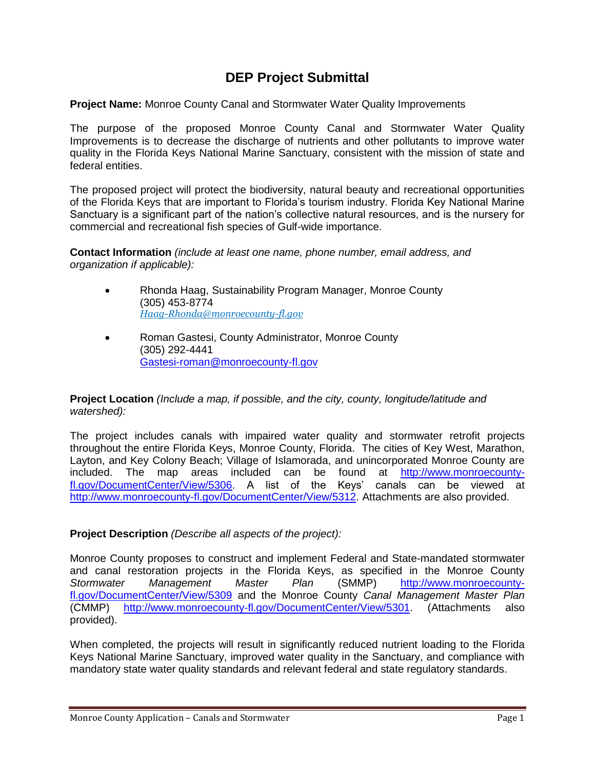# DEP Project Submittal

**Project Name:** Monroe County Canal and Stormwater Water Quality Improvements

The purpose of the proposed Monroe County Canal and Stormwater Water Quality Improvements is to decrease the discharge of nutrients and other pollutants to improve water quality in the Florida Keys National Marine Sanctuary, consistent with the mission of state and federal entities.

The proposed project will protect the biodiversity, natural beauty and recreational opportunities of the Florida Keys that are important to Florida's tourism industry. Florida Key National Marine Sanctuary is a significant part of the nation's collective natural resources, and is the nursery for commercial and recreational fish species of Gulf-wide importance.

**Contact Information** *(include at least one name, phone number, email address, and organization if applicable):*

- Rhonda Haag, Sustainability Program Manager, Monroe County
  (305) 453-8774
  *Haag-Rhonda@monroecounty-fl.gov*

- Roman Gastesi, County Administrator, Monroe County
  (305) 292-4441
  Gastesi-roman@monroecounty-fl.gov

**Project Location** *(Include a map, if possible, and the city, county, longitude/latitude and watershed):*

The project includes canals with impaired water quality and stormwater retrofit projects throughout the entire Florida Keys, Monroe County, Florida. The cities of Key West, Marathon, Layton, and Key Colony Beach; Village of Islamorada, and unincorporated Monroe County are included. The map areas included can be found at http://www.monroecounty-fl.gov/DocumentCenter/View/5306. A list of the Keys' canals can be viewed at http://www.monroecounty-fl.gov/DocumentCenter/View/5312. Attachments are also provided.

**Project Description** *(Describe all aspects of the project):*

Monroe County proposes to construct and implement Federal and State-mandated stormwater and canal restoration projects in the Florida Keys, as specified in the Monroe County *Stormwater Management Master Plan* (SMMP) http://www.monroecounty-fl.gov/DocumentCenter/View/5309 and the Monroe County *Canal Management Master Plan* (CMMP) http://www.monroecounty-fl.gov/DocumentCenter/View/5301. (Attachments also provided).

When completed, the projects will result in significantly reduced nutrient loading to the Florida Keys National Marine Sanctuary, improved water quality in the Sanctuary, and compliance with mandatory state water quality standards and relevant federal and state regulatory standards.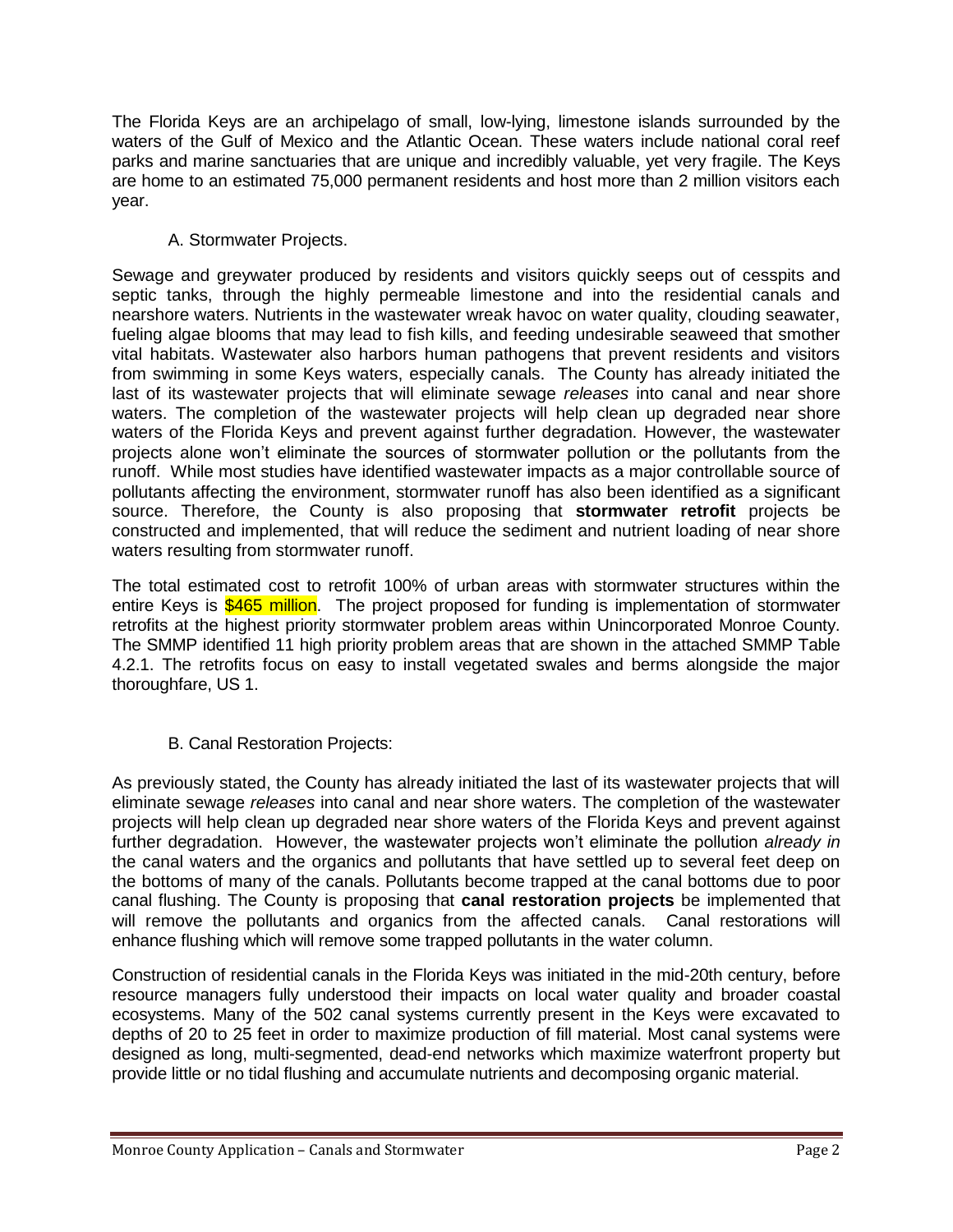The Florida Keys are an archipelago of small, low-lying, limestone islands surrounded by the waters of the Gulf of Mexico and the Atlantic Ocean. These waters include national coral reef parks and marine sanctuaries that are unique and incredibly valuable, yet very fragile. The Keys are home to an estimated 75,000 permanent residents and host more than 2 million visitors each year.

### A. Stormwater Projects.

Sewage and greywater produced by residents and visitors quickly seeps out of cesspits and septic tanks, through the highly permeable limestone and into the residential canals and nearshore waters. Nutrients in the wastewater wreak havoc on water quality, clouding seawater, fueling algae blooms that may lead to fish kills, and feeding undesirable seaweed that smother vital habitats. Wastewater also harbors human pathogens that prevent residents and visitors from swimming in some Keys waters, especially canals. The County has already initiated the last of its wastewater projects that will eliminate sewage *releases* into canal and near shore waters. The completion of the wastewater projects will help clean up degraded near shore waters of the Florida Keys and prevent against further degradation. However, the wastewater projects alone won't eliminate the sources of stormwater pollution or the pollutants from the runoff. While most studies have identified wastewater impacts as a major controllable source of pollutants affecting the environment, stormwater runoff has also been identified as a significant source. Therefore, the County is also proposing that **stormwater retrofit** projects be constructed and implemented, that will reduce the sediment and nutrient loading of near shore waters resulting from stormwater runoff.

The total estimated cost to retrofit 100% of urban areas with stormwater structures within the entire Keys is $465 million. The project proposed for funding is implementation of stormwater retrofits at the highest priority stormwater problem areas within Unincorporated Monroe County. The SMMP identified 11 high priority problem areas that are shown in the attached SMMP Table 4.2.1. The retrofits focus on easy to install vegetated swales and berms alongside the major thoroughfare, US 1.

### B. Canal Restoration Projects:

As previously stated, the County has already initiated the last of its wastewater projects that will eliminate sewage *releases* into canal and near shore waters. The completion of the wastewater projects will help clean up degraded near shore waters of the Florida Keys and prevent against further degradation. However, the wastewater projects won't eliminate the pollution *already in* the canal waters and the organics and pollutants that have settled up to several feet deep on the bottoms of many of the canals. Pollutants become trapped at the canal bottoms due to poor canal flushing. The County is proposing that **canal restoration projects** be implemented that will remove the pollutants and organics from the affected canals. Canal restorations will enhance flushing which will remove some trapped pollutants in the water column.

Construction of residential canals in the Florida Keys was initiated in the mid-20th century, before resource managers fully understood their impacts on local water quality and broader coastal ecosystems. Many of the 502 canal systems currently present in the Keys were excavated to depths of 20 to 25 feet in order to maximize production of fill material. Most canal systems were designed as long, multi-segmented, dead-end networks which maximize waterfront property but provide little or no tidal flushing and accumulate nutrients and decomposing organic material.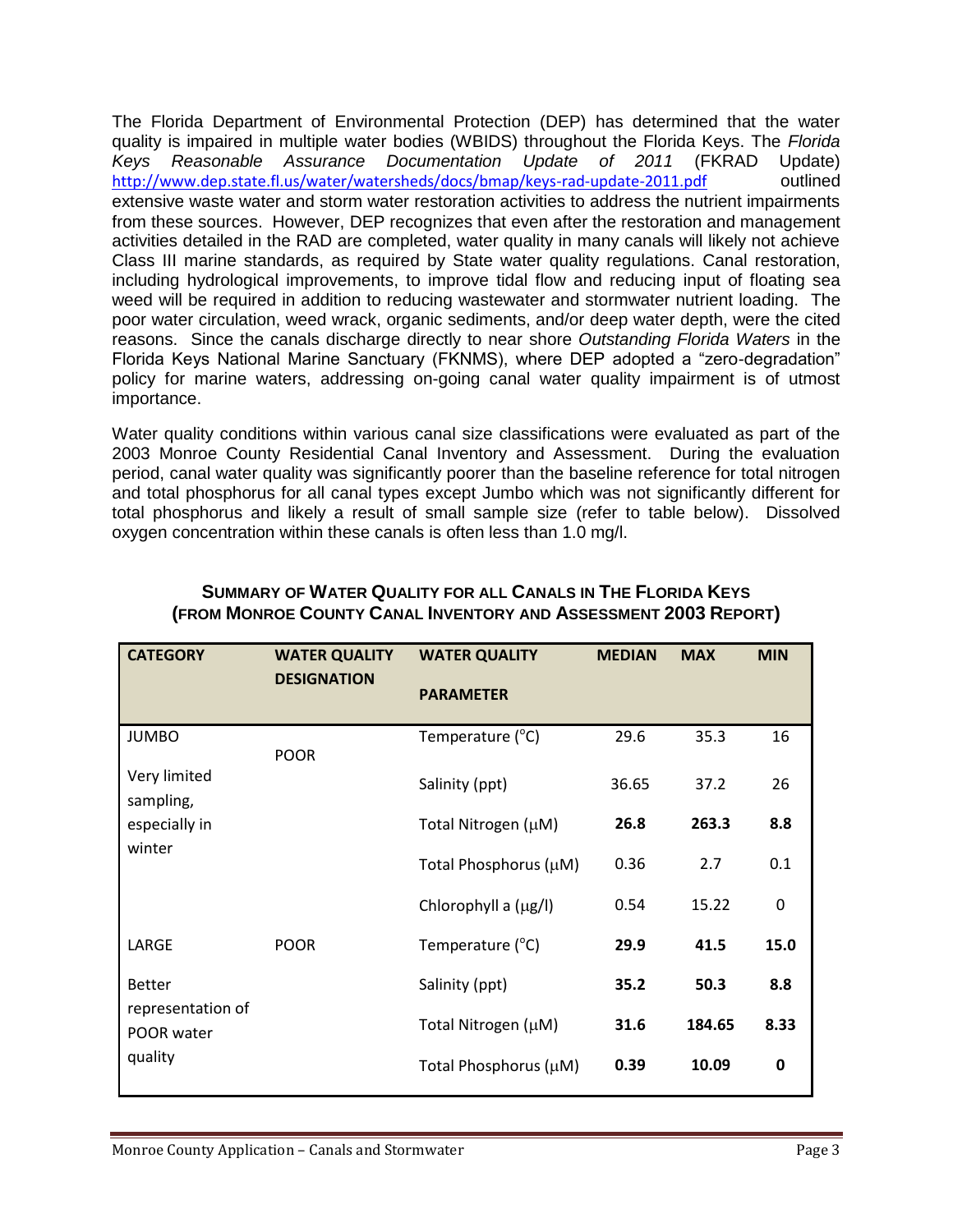The Florida Department of Environmental Protection (DEP) has determined that the water quality is impaired in multiple water bodies (WBIDS) throughout the Florida Keys. The *Florida Keys Reasonable Assurance Documentation Update of 2011* (FKRAD Update) http://www.dep.state.fl.us/water/watersheds/docs/bmap/keys-rad-update-2011.pdf outlined extensive waste water and storm water restoration activities to address the nutrient impairments from these sources. However, DEP recognizes that even after the restoration and management activities detailed in the RAD are completed, water quality in many canals will likely not achieve Class III marine standards, as required by State water quality regulations. Canal restoration, including hydrological improvements, to improve tidal flow and reducing input of floating sea weed will be required in addition to reducing wastewater and stormwater nutrient loading. The poor water circulation, weed wrack, organic sediments, and/or deep water depth, were the cited reasons. Since the canals discharge directly to near shore *Outstanding Florida Waters* in the Florida Keys National Marine Sanctuary (FKNMS), where DEP adopted a "zero-degradation" policy for marine waters, addressing on-going canal water quality impairment is of utmost importance.

Water quality conditions within various canal size classifications were evaluated as part of the 2003 Monroe County Residential Canal Inventory and Assessment. During the evaluation period, canal water quality was significantly poorer than the baseline reference for total nitrogen and total phosphorus for all canal types except Jumbo which was not significantly different for total phosphorus and likely a result of small sample size (refer to table below). Dissolved oxygen concentration within these canals is often less than 1.0 mg/l.

**SUMMARY OF WATER QUALITY FOR ALL CANALS IN THE FLORIDA KEYS (FROM MONROE COUNTY CANAL INVENTORY AND ASSESSMENT 2003 REPORT)**

| CATEGORY | WATER QUALITY DESIGNATION | WATER QUALITY PARAMETER | MEDIAN | MAX | MIN |
|---|---|---|---|---|---|
| JUMBO | POOR | Temperature (°C) | 29.6 | 35.3 | 16 |
| Very limited sampling, especially in winter | | Salinity (ppt) | 36.65 | 37.2 | 26 |
| | | Total Nitrogen (μM) | **26.8** | **263.3** | **8.8** |
| | | Total Phosphorus (μM) | 0.36 | 2.7 | 0.1 |
| | | Chlorophyll a (μg/l) | 0.54 | 15.22 | 0 |
| LARGE | POOR | Temperature (°C) | **29.9** | **41.5** | **15.0** |
| Better representation of POOR water quality | | Salinity (ppt) | **35.2** | **50.3** | **8.8** |
| | | Total Nitrogen (μM) | **31.6** | **184.65** | **8.33** |
| | | Total Phosphorus (μM) | **0.39** | **10.09** | **0** |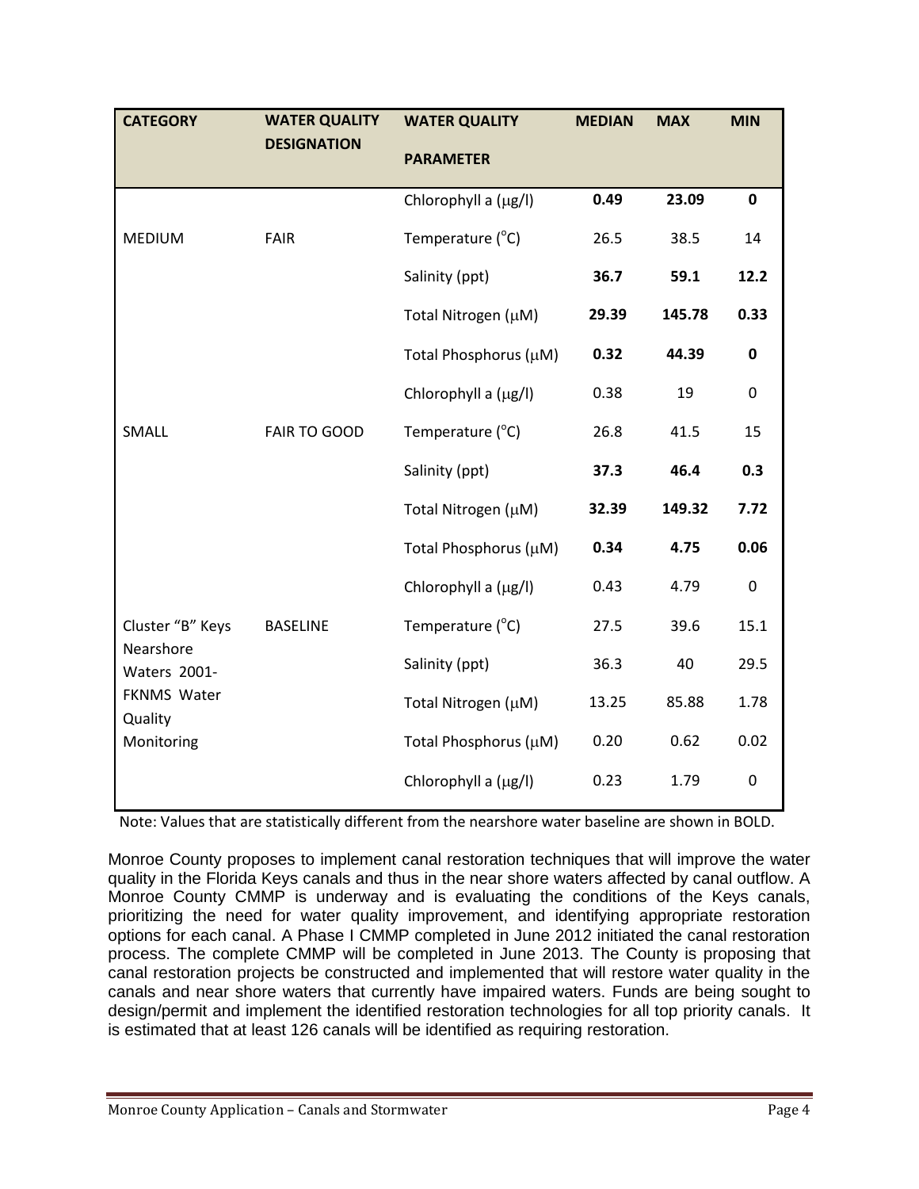| CATEGORY | WATER QUALITY DESIGNATION | WATER QUALITY PARAMETER | MEDIAN | MAX | MIN |
|---|---|---|---|---|---|
| MEDIUM | FAIR | Chlorophyll a (μg/l) | **0.49** | **23.09** | **0** |
| | | Temperature (°C) | 26.5 | 38.5 | 14 |
| | | Salinity (ppt) | **36.7** | **59.1** | **12.2** |
| | | Total Nitrogen (μM) | **29.39** | **145.78** | **0.33** |
| | | Total Phosphorus (μM) | **0.32** | **44.39** | **0** |
| SMALL | FAIR TO GOOD | Chlorophyll a (μg/l) | 0.38 | 19 | 0 |
| | | Temperature (°C) | 26.8 | 41.5 | 15 |
| | | Salinity (ppt) | **37.3** | **46.4** | **0.3** |
| | | Total Nitrogen (μM) | **32.39** | **149.32** | **7.72** |
| | | Total Phosphorus (μM) | **0.34** | **4.75** | **0.06** |
| Cluster "B" Keys Nearshore Waters 2001- FKNMS Water Quality Monitoring | BASELINE | Chlorophyll a (μg/l) | 0.43 | 4.79 | 0 |
| | | Temperature (°C) | 27.5 | 39.6 | 15.1 |
| | | Salinity (ppt) | 36.3 | 40 | 29.5 |
| | | Total Nitrogen (μM) | 13.25 | 85.88 | 1.78 |
| | | Total Phosphorus (μM) | 0.20 | 0.62 | 0.02 |
| | | Chlorophyll a (μg/l) | 0.23 | 1.79 | 0 |

Note: Values that are statistically different from the nearshore water baseline are shown in BOLD.

Monroe County proposes to implement canal restoration techniques that will improve the water quality in the Florida Keys canals and thus in the near shore waters affected by canal outflow. A Monroe County CMMP is underway and is evaluating the conditions of the Keys canals, prioritizing the need for water quality improvement, and identifying appropriate restoration options for each canal. A Phase I CMMP completed in June 2012 initiated the canal restoration process. The complete CMMP will be completed in June 2013. The County is proposing that canal restoration projects be constructed and implemented that will restore water quality in the canals and near shore waters that currently have impaired waters. Funds are being sought to design/permit and implement the identified restoration technologies for all top priority canals. It is estimated that at least 126 canals will be identified as requiring restoration.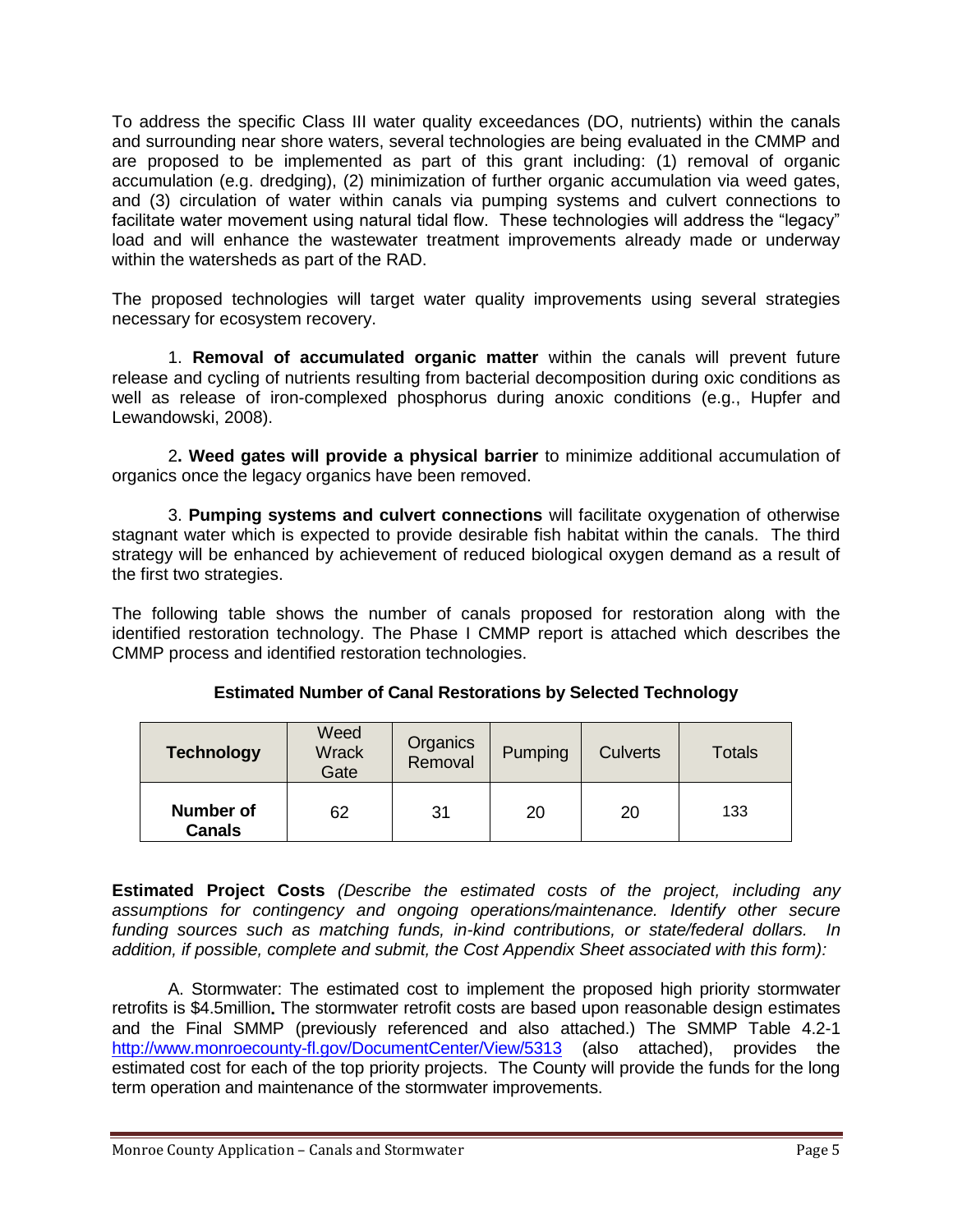To address the specific Class III water quality exceedances (DO, nutrients) within the canals and surrounding near shore waters, several technologies are being evaluated in the CMMP and are proposed to be implemented as part of this grant including: (1) removal of organic accumulation (e.g. dredging), (2) minimization of further organic accumulation via weed gates, and (3) circulation of water within canals via pumping systems and culvert connections to facilitate water movement using natural tidal flow. These technologies will address the "legacy" load and will enhance the wastewater treatment improvements already made or underway within the watersheds as part of the RAD.

The proposed technologies will target water quality improvements using several strategies necessary for ecosystem recovery.

1. **Removal of accumulated organic matter** within the canals will prevent future release and cycling of nutrients resulting from bacterial decomposition during oxic conditions as well as release of iron-complexed phosphorus during anoxic conditions (e.g., Hupfer and Lewandowski, 2008).

2**. Weed gates will provide a physical barrier** to minimize additional accumulation of organics once the legacy organics have been removed.

3. **Pumping systems and culvert connections** will facilitate oxygenation of otherwise stagnant water which is expected to provide desirable fish habitat within the canals. The third strategy will be enhanced by achievement of reduced biological oxygen demand as a result of the first two strategies.

The following table shows the number of canals proposed for restoration along with the identified restoration technology. The Phase I CMMP report is attached which describes the CMMP process and identified restoration technologies.

**Estimated Number of Canal Restorations by Selected Technology**

| **Technology** | Weed Wrack Gate | Organics Removal | Pumping | Culverts | Totals |
|---|---|---|---|---|---|
| **Number of Canals** | 62 | 31 | 20 | 20 | 133 |

**Estimated Project Costs** *(Describe the estimated costs of the project, including any assumptions for contingency and ongoing operations/maintenance. Identify other secure funding sources such as matching funds, in-kind contributions, or state/federal dollars. In addition, if possible, complete and submit, the Cost Appendix Sheet associated with this form):*

A. Stormwater: The estimated cost to implement the proposed high priority stormwater retrofits is $4.5million**.** The stormwater retrofit costs are based upon reasonable design estimates and the Final SMMP (previously referenced and also attached.) The SMMP Table 4.2-1 http://www.monroecounty-fl.gov/DocumentCenter/View/5313 (also attached), provides the estimated cost for each of the top priority projects. The County will provide the funds for the long term operation and maintenance of the stormwater improvements.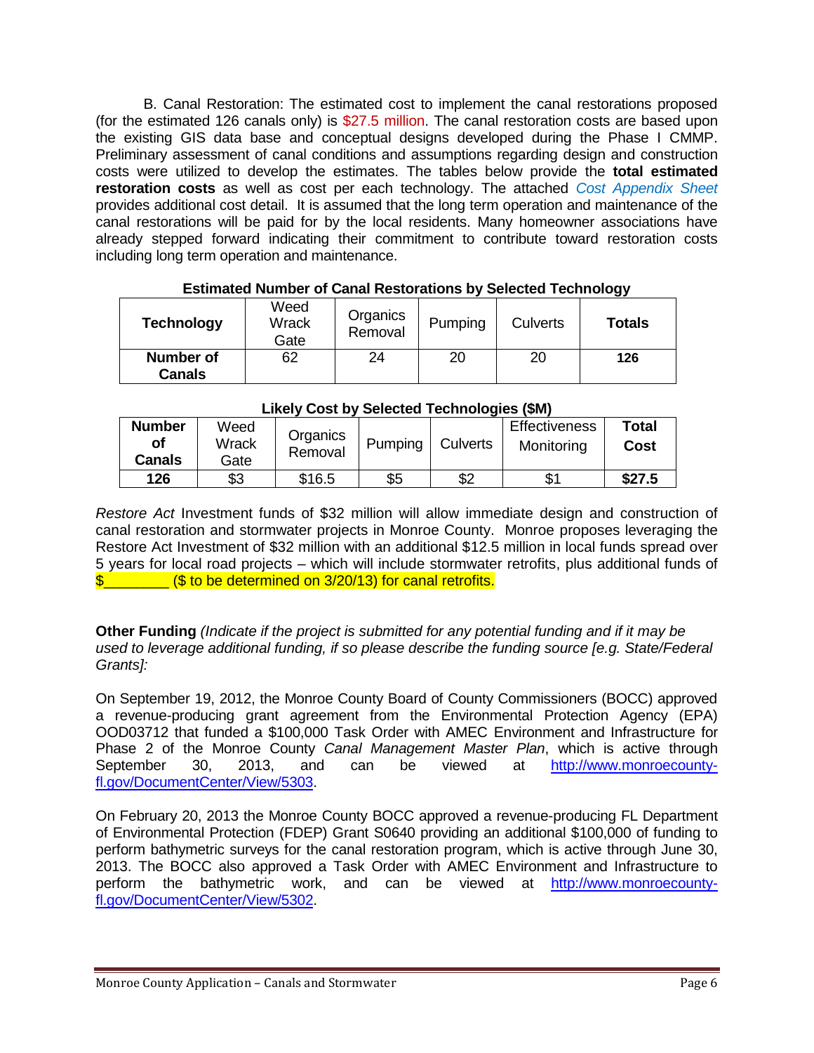B. Canal Restoration: The estimated cost to implement the canal restorations proposed (for the estimated 126 canals only) is $27.5 million. The canal restoration costs are based upon the existing GIS data base and conceptual designs developed during the Phase I CMMP. Preliminary assessment of canal conditions and assumptions regarding design and construction costs were utilized to develop the estimates. The tables below provide the **total estimated restoration costs** as well as cost per each technology. The attached *Cost Appendix Sheet* provides additional cost detail. It is assumed that the long term operation and maintenance of the canal restorations will be paid for by the local residents. Many homeowner associations have already stepped forward indicating their commitment to contribute toward restoration costs including long term operation and maintenance.

**Estimated Number of Canal Restorations by Selected Technology**

| **Technology** | Weed Wrack Gate | Organics Removal | Pumping | Culverts | **Totals** |
|---|---|---|---|---|---|
| **Number of Canals** | 62 | 24 | 20 | 20 | **126** |

**Likely Cost by Selected Technologies ($M)**

| **Number of Canals** | Weed Wrack Gate | Organics Removal | Pumping | Culverts | Effectiveness Monitoring | **Total Cost** |
|---|---|---|---|---|---|---|
| **126** | $3 | $16.5 | $5 | $2 | $1 | **$27.5** |

*Restore Act* Investment funds of $32 million will allow immediate design and construction of canal restoration and stormwater projects in Monroe County. Monroe proposes leveraging the Restore Act Investment of $32 million with an additional $12.5 million in local funds spread over 5 years for local road projects – which will include stormwater retrofits, plus additional funds of $________ ($ to be determined on 3/20/13) for canal retrofits.

**Other Funding** *(Indicate if the project is submitted for any potential funding and if it may be used to leverage additional funding, if so please describe the funding source [e.g. State/Federal Grants]:*

On September 19, 2012, the Monroe County Board of County Commissioners (BOCC) approved a revenue-producing grant agreement from the Environmental Protection Agency (EPA) OOD03712 that funded a $100,000 Task Order with AMEC Environment and Infrastructure for Phase 2 of the Monroe County *Canal Management Master Plan*, which is active through September 30, 2013, and can be viewed at http://www.monroecounty-fl.gov/DocumentCenter/View/5303.

On February 20, 2013 the Monroe County BOCC approved a revenue-producing FL Department of Environmental Protection (FDEP) Grant S0640 providing an additional $100,000 of funding to perform bathymetric surveys for the canal restoration program, which is active through June 30, 2013. The BOCC also approved a Task Order with AMEC Environment and Infrastructure to perform the bathymetric work, and can be viewed at http://www.monroecounty-fl.gov/DocumentCenter/View/5302.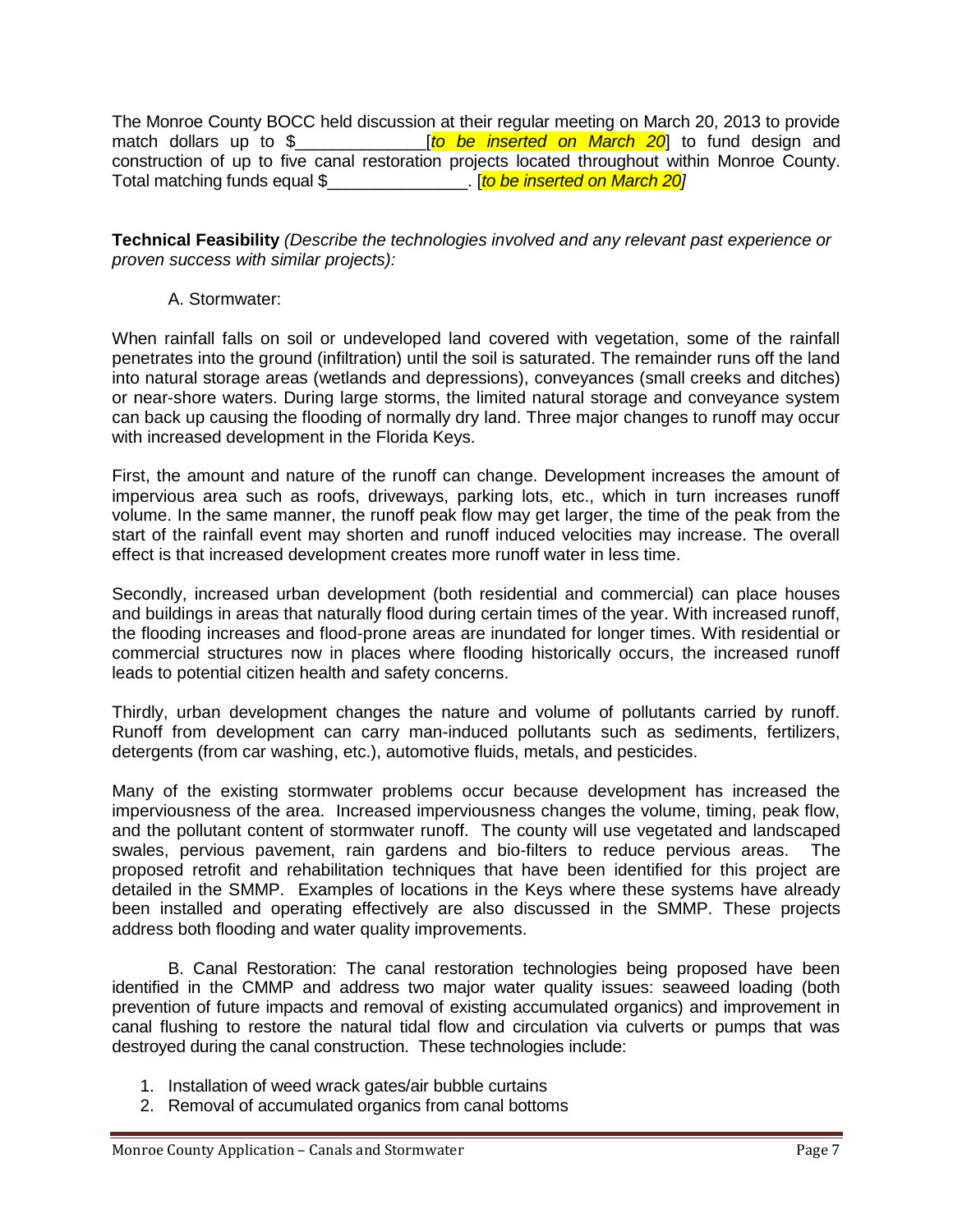The Monroe County BOCC held discussion at their regular meeting on March 20, 2013 to provide match dollars up to $______________ [*to be inserted on March 20*] to fund design and construction of up to five canal restoration projects located throughout within Monroe County. Total matching funds equal $_______________. [*to be inserted on March 20]*

**Technical Feasibility** *(Describe the technologies involved and any relevant past experience or proven success with similar projects):*

A. Stormwater:

When rainfall falls on soil or undeveloped land covered with vegetation, some of the rainfall penetrates into the ground (infiltration) until the soil is saturated. The remainder runs off the land into natural storage areas (wetlands and depressions), conveyances (small creeks and ditches) or near-shore waters. During large storms, the limited natural storage and conveyance system can back up causing the flooding of normally dry land. Three major changes to runoff may occur with increased development in the Florida Keys.

First, the amount and nature of the runoff can change. Development increases the amount of impervious area such as roofs, driveways, parking lots, etc., which in turn increases runoff volume. In the same manner, the runoff peak flow may get larger, the time of the peak from the start of the rainfall event may shorten and runoff induced velocities may increase. The overall effect is that increased development creates more runoff water in less time.

Secondly, increased urban development (both residential and commercial) can place houses and buildings in areas that naturally flood during certain times of the year. With increased runoff, the flooding increases and flood-prone areas are inundated for longer times. With residential or commercial structures now in places where flooding historically occurs, the increased runoff leads to potential citizen health and safety concerns.

Thirdly, urban development changes the nature and volume of pollutants carried by runoff. Runoff from development can carry man-induced pollutants such as sediments, fertilizers, detergents (from car washing, etc.), automotive fluids, metals, and pesticides.

Many of the existing stormwater problems occur because development has increased the imperviousness of the area. Increased imperviousness changes the volume, timing, peak flow, and the pollutant content of stormwater runoff. The county will use vegetated and landscaped swales, pervious pavement, rain gardens and bio-filters to reduce pervious areas. The proposed retrofit and rehabilitation techniques that have been identified for this project are detailed in the SMMP. Examples of locations in the Keys where these systems have already been installed and operating effectively are also discussed in the SMMP. These projects address both flooding and water quality improvements.

B. Canal Restoration: The canal restoration technologies being proposed have been identified in the CMMP and address two major water quality issues: seaweed loading (both prevention of future impacts and removal of existing accumulated organics) and improvement in canal flushing to restore the natural tidal flow and circulation via culverts or pumps that was destroyed during the canal construction. These technologies include:

1. Installation of weed wrack gates/air bubble curtains
2. Removal of accumulated organics from canal bottoms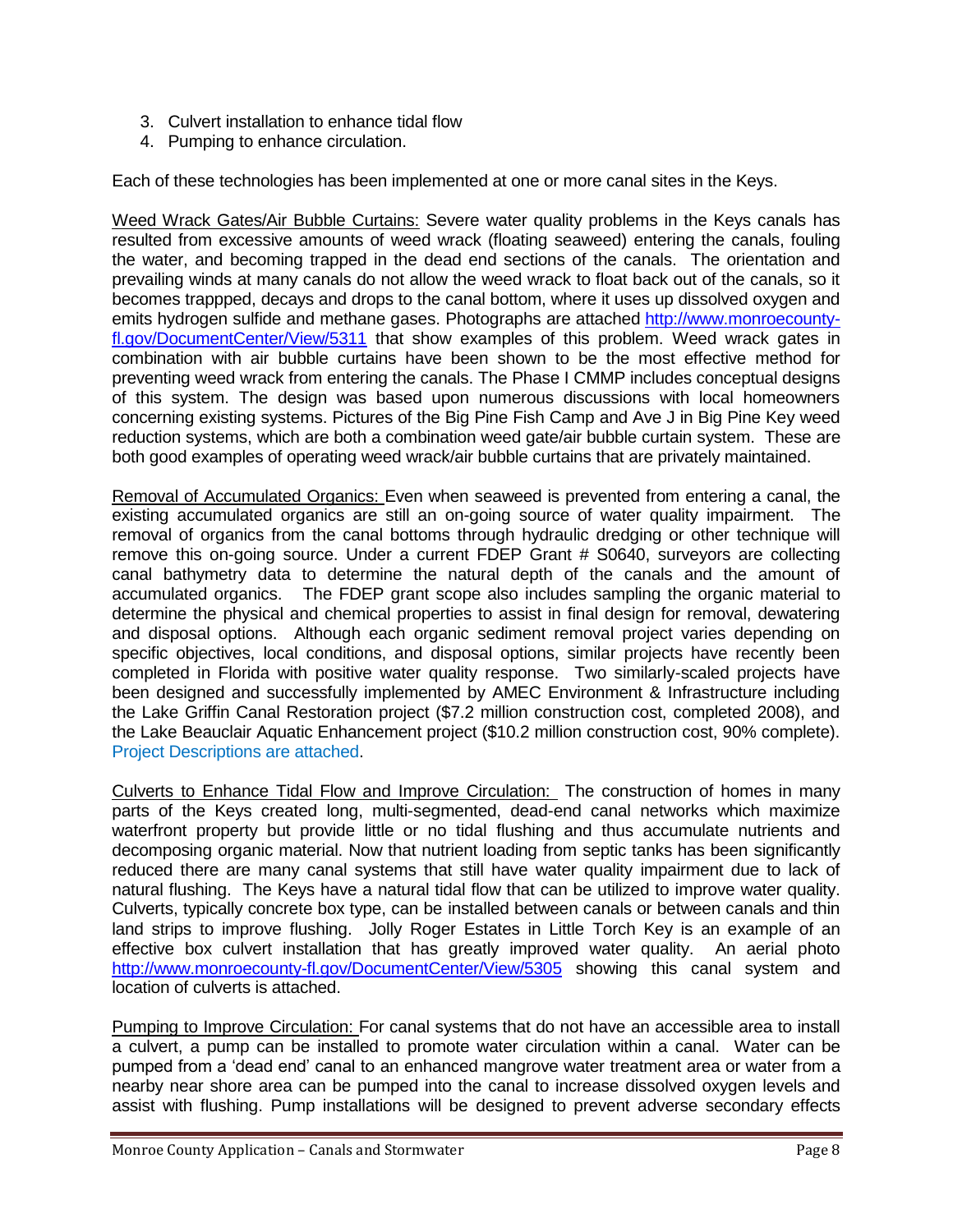3. Culvert installation to enhance tidal flow
4. Pumping to enhance circulation.

Each of these technologies has been implemented at one or more canal sites in the Keys.

Weed Wrack Gates/Air Bubble Curtains: Severe water quality problems in the Keys canals has resulted from excessive amounts of weed wrack (floating seaweed) entering the canals, fouling the water, and becoming trapped in the dead end sections of the canals. The orientation and prevailing winds at many canals do not allow the weed wrack to float back out of the canals, so it becomes trappped, decays and drops to the canal bottom, where it uses up dissolved oxygen and emits hydrogen sulfide and methane gases. Photographs are attached http://www.monroecounty-fl.gov/DocumentCenter/View/5311 that show examples of this problem. Weed wrack gates in combination with air bubble curtains have been shown to be the most effective method for preventing weed wrack from entering the canals. The Phase I CMMP includes conceptual designs of this system. The design was based upon numerous discussions with local homeowners concerning existing systems. Pictures of the Big Pine Fish Camp and Ave J in Big Pine Key weed reduction systems, which are both a combination weed gate/air bubble curtain system. These are both good examples of operating weed wrack/air bubble curtains that are privately maintained.

Removal of Accumulated Organics: Even when seaweed is prevented from entering a canal, the existing accumulated organics are still an on-going source of water quality impairment. The removal of organics from the canal bottoms through hydraulic dredging or other technique will remove this on-going source. Under a current FDEP Grant # S0640, surveyors are collecting canal bathymetry data to determine the natural depth of the canals and the amount of accumulated organics. The FDEP grant scope also includes sampling the organic material to determine the physical and chemical properties to assist in final design for removal, dewatering and disposal options. Although each organic sediment removal project varies depending on specific objectives, local conditions, and disposal options, similar projects have recently been completed in Florida with positive water quality response. Two similarly-scaled projects have been designed and successfully implemented by AMEC Environment & Infrastructure including the Lake Griffin Canal Restoration project ($7.2 million construction cost, completed 2008), and the Lake Beauclair Aquatic Enhancement project ($10.2 million construction cost, 90% complete). Project Descriptions are attached.

Culverts to Enhance Tidal Flow and Improve Circulation: The construction of homes in many parts of the Keys created long, multi-segmented, dead-end canal networks which maximize waterfront property but provide little or no tidal flushing and thus accumulate nutrients and decomposing organic material. Now that nutrient loading from septic tanks has been significantly reduced there are many canal systems that still have water quality impairment due to lack of natural flushing. The Keys have a natural tidal flow that can be utilized to improve water quality. Culverts, typically concrete box type, can be installed between canals or between canals and thin land strips to improve flushing. Jolly Roger Estates in Little Torch Key is an example of an effective box culvert installation that has greatly improved water quality. An aerial photo http://www.monroecounty-fl.gov/DocumentCenter/View/5305 showing this canal system and location of culverts is attached.

Pumping to Improve Circulation: For canal systems that do not have an accessible area to install a culvert, a pump can be installed to promote water circulation within a canal. Water can be pumped from a 'dead end' canal to an enhanced mangrove water treatment area or water from a nearby near shore area can be pumped into the canal to increase dissolved oxygen levels and assist with flushing. Pump installations will be designed to prevent adverse secondary effects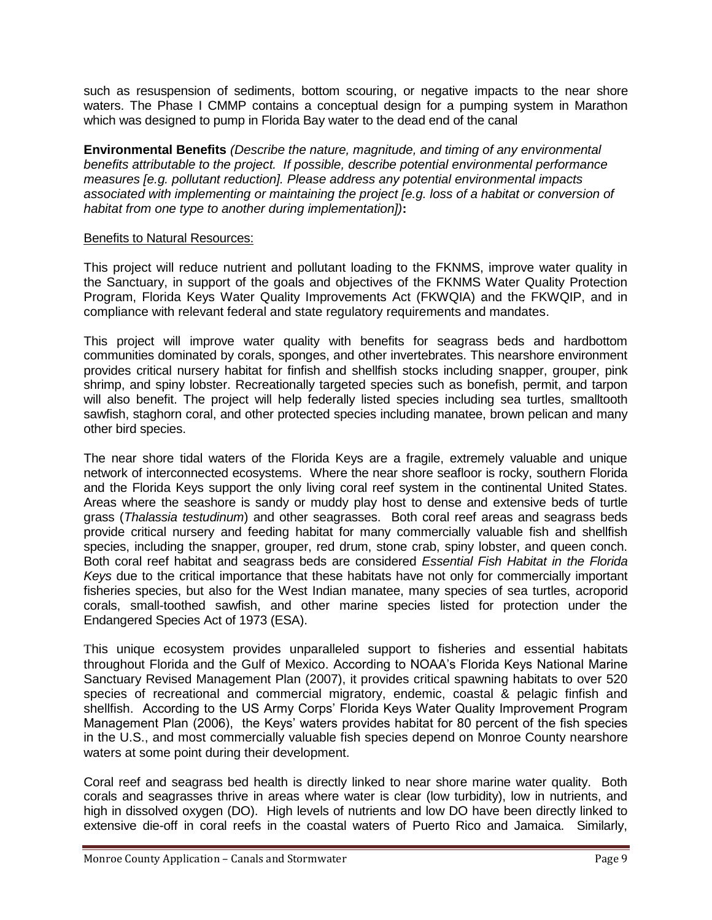such as resuspension of sediments, bottom scouring, or negative impacts to the near shore waters. The Phase I CMMP contains a conceptual design for a pumping system in Marathon which was designed to pump in Florida Bay water to the dead end of the canal

**Environmental Benefits** *(Describe the nature, magnitude, and timing of any environmental benefits attributable to the project. If possible, describe potential environmental performance measures [e.g. pollutant reduction]. Please address any potential environmental impacts associated with implementing or maintaining the project [e.g. loss of a habitat or conversion of habitat from one type to another during implementation])***:**

<u>Benefits to Natural Resources:</u>

This project will reduce nutrient and pollutant loading to the FKNMS, improve water quality in the Sanctuary, in support of the goals and objectives of the FKNMS Water Quality Protection Program, Florida Keys Water Quality Improvements Act (FKWQIA) and the FKWQIP, and in compliance with relevant federal and state regulatory requirements and mandates.

This project will improve water quality with benefits for seagrass beds and hardbottom communities dominated by corals, sponges, and other invertebrates. This nearshore environment provides critical nursery habitat for finfish and shellfish stocks including snapper, grouper, pink shrimp, and spiny lobster. Recreationally targeted species such as bonefish, permit, and tarpon will also benefit. The project will help federally listed species including sea turtles, smalltooth sawfish, staghorn coral, and other protected species including manatee, brown pelican and many other bird species.

The near shore tidal waters of the Florida Keys are a fragile, extremely valuable and unique network of interconnected ecosystems. Where the near shore seafloor is rocky, southern Florida and the Florida Keys support the only living coral reef system in the continental United States. Areas where the seashore is sandy or muddy play host to dense and extensive beds of turtle grass (*Thalassia testudinum*) and other seagrasses. Both coral reef areas and seagrass beds provide critical nursery and feeding habitat for many commercially valuable fish and shellfish species, including the snapper, grouper, red drum, stone crab, spiny lobster, and queen conch. Both coral reef habitat and seagrass beds are considered *Essential Fish Habitat in the Florida Keys* due to the critical importance that these habitats have not only for commercially important fisheries species, but also for the West Indian manatee, many species of sea turtles, acroporid corals, small-toothed sawfish, and other marine species listed for protection under the Endangered Species Act of 1973 (ESA).

This unique ecosystem provides unparalleled support to fisheries and essential habitats throughout Florida and the Gulf of Mexico. According to NOAA's Florida Keys National Marine Sanctuary Revised Management Plan (2007), it provides critical spawning habitats to over 520 species of recreational and commercial migratory, endemic, coastal & pelagic finfish and shellfish. According to the US Army Corps' Florida Keys Water Quality Improvement Program Management Plan (2006), the Keys' waters provides habitat for 80 percent of the fish species in the U.S., and most commercially valuable fish species depend on Monroe County nearshore waters at some point during their development.

Coral reef and seagrass bed health is directly linked to near shore marine water quality. Both corals and seagrasses thrive in areas where water is clear (low turbidity), low in nutrients, and high in dissolved oxygen (DO). High levels of nutrients and low DO have been directly linked to extensive die-off in coral reefs in the coastal waters of Puerto Rico and Jamaica. Similarly,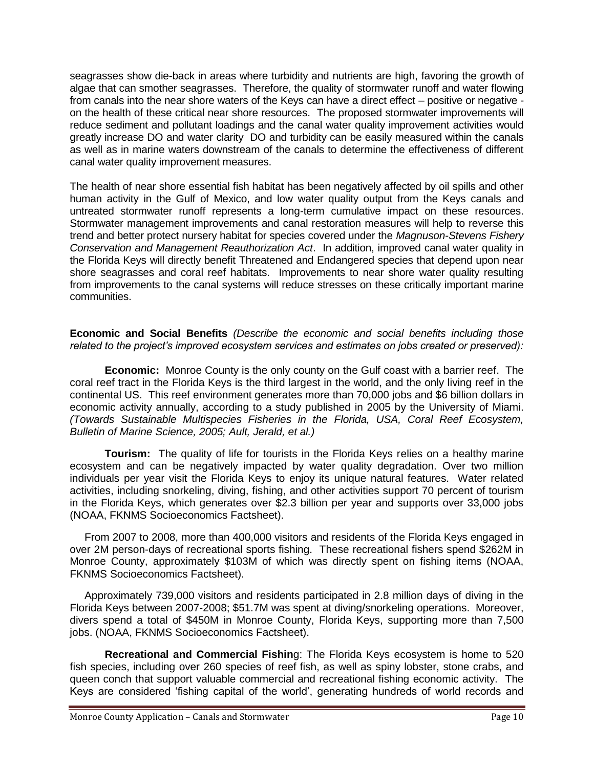seagrasses show die-back in areas where turbidity and nutrients are high, favoring the growth of algae that can smother seagrasses. Therefore, the quality of stormwater runoff and water flowing from canals into the near shore waters of the Keys can have a direct effect – positive or negative - on the health of these critical near shore resources. The proposed stormwater improvements will reduce sediment and pollutant loadings and the canal water quality improvement activities would greatly increase DO and water clarity DO and turbidity can be easily measured within the canals as well as in marine waters downstream of the canals to determine the effectiveness of different canal water quality improvement measures.

The health of near shore essential fish habitat has been negatively affected by oil spills and other human activity in the Gulf of Mexico, and low water quality output from the Keys canals and untreated stormwater runoff represents a long-term cumulative impact on these resources. Stormwater management improvements and canal restoration measures will help to reverse this trend and better protect nursery habitat for species covered under the *Magnuson-Stevens Fishery Conservation and Management Reauthorization Act*. In addition, improved canal water quality in the Florida Keys will directly benefit Threatened and Endangered species that depend upon near shore seagrasses and coral reef habitats. Improvements to near shore water quality resulting from improvements to the canal systems will reduce stresses on these critically important marine communities.

**Economic and Social Benefits** *(Describe the economic and social benefits including those related to the project's improved ecosystem services and estimates on jobs created or preserved):*

**Economic:** Monroe County is the only county on the Gulf coast with a barrier reef. The coral reef tract in the Florida Keys is the third largest in the world, and the only living reef in the continental US. This reef environment generates more than 70,000 jobs and $6 billion dollars in economic activity annually, according to a study published in 2005 by the University of Miami. *(Towards Sustainable Multispecies Fisheries in the Florida, USA, Coral Reef Ecosystem, Bulletin of Marine Science, 2005; Ault, Jerald, et al.)*

**Tourism:** The quality of life for tourists in the Florida Keys relies on a healthy marine ecosystem and can be negatively impacted by water quality degradation. Over two million individuals per year visit the Florida Keys to enjoy its unique natural features. Water related activities, including snorkeling, diving, fishing, and other activities support 70 percent of tourism in the Florida Keys, which generates over $2.3 billion per year and supports over 33,000 jobs (NOAA, FKNMS Socioeconomics Factsheet).

From 2007 to 2008, more than 400,000 visitors and residents of the Florida Keys engaged in over 2M person-days of recreational sports fishing. These recreational fishers spend $262M in Monroe County, approximately $103M of which was directly spent on fishing items (NOAA, FKNMS Socioeconomics Factsheet).

Approximately 739,000 visitors and residents participated in 2.8 million days of diving in the Florida Keys between 2007-2008; $51.7M was spent at diving/snorkeling operations. Moreover, divers spend a total of $450M in Monroe County, Florida Keys, supporting more than 7,500 jobs. (NOAA, FKNMS Socioeconomics Factsheet).

**Recreational and Commercial Fishing**: The Florida Keys ecosystem is home to 520 fish species, including over 260 species of reef fish, as well as spiny lobster, stone crabs, and queen conch that support valuable commercial and recreational fishing economic activity. The Keys are considered 'fishing capital of the world', generating hundreds of world records and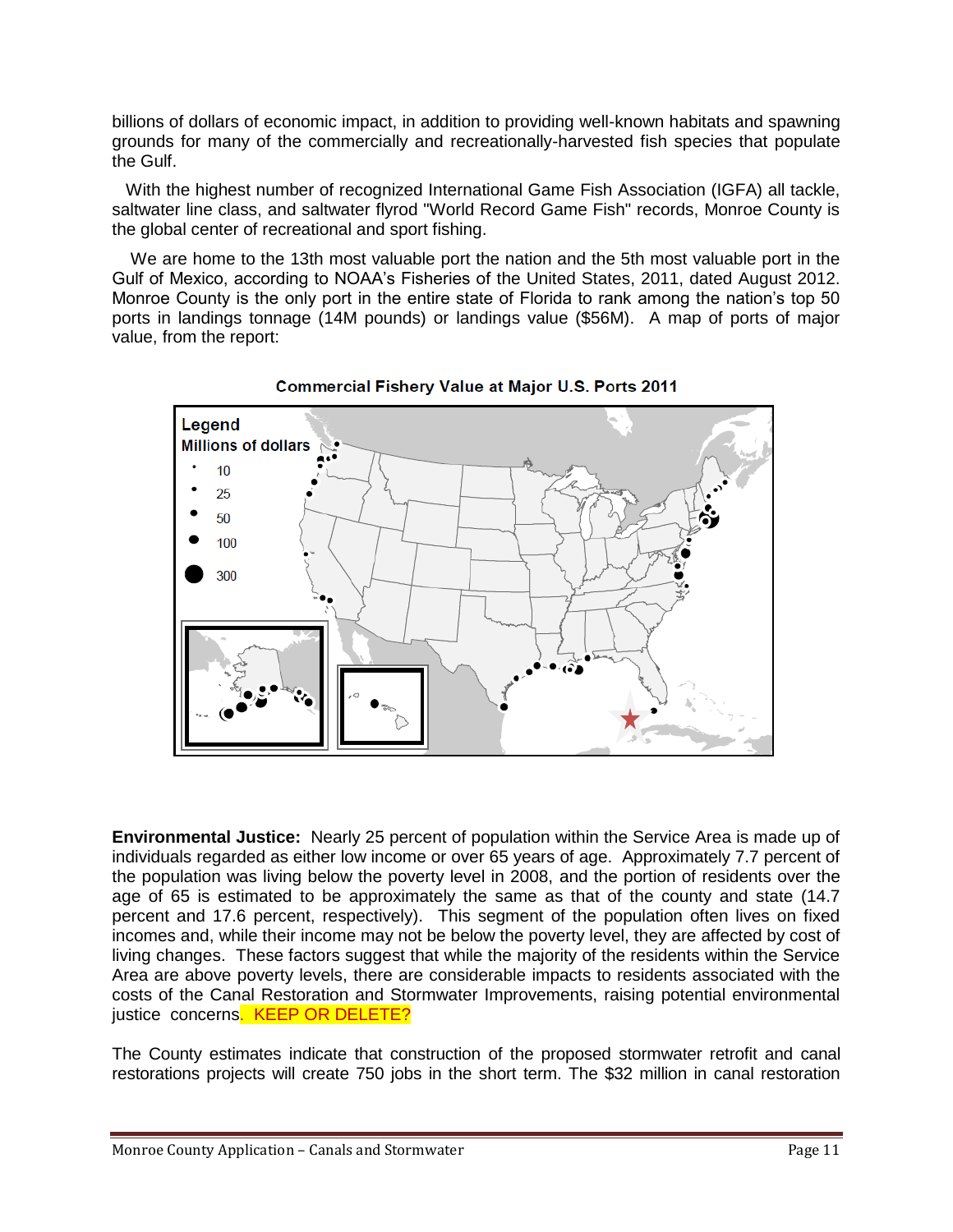billions of dollars of economic impact, in addition to providing well-known habitats and spawning grounds for many of the commercially and recreationally-harvested fish species that populate the Gulf.

With the highest number of recognized International Game Fish Association (IGFA) all tackle, saltwater line class, and saltwater flyrod "World Record Game Fish" records, Monroe County is the global center of recreational and sport fishing.

We are home to the 13th most valuable port the nation and the 5th most valuable port in the Gulf of Mexico, according to NOAA's Fisheries of the United States, 2011, dated August 2012. Monroe County is the only port in the entire state of Florida to rank among the nation's top 50 ports in landings tonnage (14M pounds) or landings value ($56M). A map of ports of major value, from the report:

**Commercial Fishery Value at Major U.S. Ports 2011**

Legend
Millions of dollars
- 10
- 25
- 50
- 100
- 300

**Environmental Justice:** Nearly 25 percent of population within the Service Area is made up of individuals regarded as either low income or over 65 years of age. Approximately 7.7 percent of the population was living below the poverty level in 2008, and the portion of residents over the age of 65 is estimated to be approximately the same as that of the county and state (14.7 percent and 17.6 percent, respectively). This segment of the population often lives on fixed incomes and, while their income may not be below the poverty level, they are affected by cost of living changes. These factors suggest that while the majority of the residents within the Service Area are above poverty levels, there are considerable impacts to residents associated with the costs of the Canal Restoration and Stormwater Improvements, raising potential environmental justice concerns. KEEP OR DELETE?

The County estimates indicate that construction of the proposed stormwater retrofit and canal restorations projects will create 750 jobs in the short term. The $32 million in canal restoration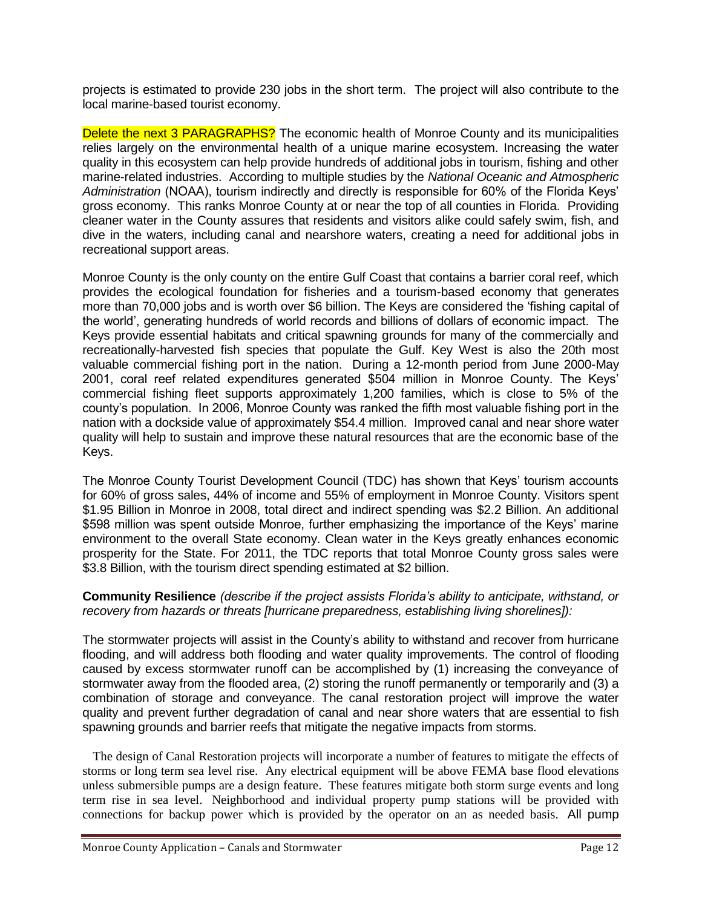projects is estimated to provide 230 jobs in the short term. The project will also contribute to the local marine-based tourist economy.

Delete the next 3 PARAGRAPHS? The economic health of Monroe County and its municipalities relies largely on the environmental health of a unique marine ecosystem. Increasing the water quality in this ecosystem can help provide hundreds of additional jobs in tourism, fishing and other marine-related industries. According to multiple studies by the *National Oceanic and Atmospheric Administration* (NOAA), tourism indirectly and directly is responsible for 60% of the Florida Keys' gross economy. This ranks Monroe County at or near the top of all counties in Florida. Providing cleaner water in the County assures that residents and visitors alike could safely swim, fish, and dive in the waters, including canal and nearshore waters, creating a need for additional jobs in recreational support areas.

Monroe County is the only county on the entire Gulf Coast that contains a barrier coral reef, which provides the ecological foundation for fisheries and a tourism-based economy that generates more than 70,000 jobs and is worth over $6 billion. The Keys are considered the 'fishing capital of the world', generating hundreds of world records and billions of dollars of economic impact. The Keys provide essential habitats and critical spawning grounds for many of the commercially and recreationally-harvested fish species that populate the Gulf. Key West is also the 20th most valuable commercial fishing port in the nation. During a 12-month period from June 2000-May 2001, coral reef related expenditures generated $504 million in Monroe County. The Keys' commercial fishing fleet supports approximately 1,200 families, which is close to 5% of the county's population. In 2006, Monroe County was ranked the fifth most valuable fishing port in the nation with a dockside value of approximately $54.4 million. Improved canal and near shore water quality will help to sustain and improve these natural resources that are the economic base of the Keys.

The Monroe County Tourist Development Council (TDC) has shown that Keys' tourism accounts for 60% of gross sales, 44% of income and 55% of employment in Monroe County. Visitors spent $1.95 Billion in Monroe in 2008, total direct and indirect spending was $2.2 Billion. An additional $598 million was spent outside Monroe, further emphasizing the importance of the Keys' marine environment to the overall State economy. Clean water in the Keys greatly enhances economic prosperity for the State. For 2011, the TDC reports that total Monroe County gross sales were $3.8 Billion, with the tourism direct spending estimated at $2 billion.

**Community Resilience** *(describe if the project assists Florida's ability to anticipate, withstand, or recovery from hazards or threats [hurricane preparedness, establishing living shorelines]):*

The stormwater projects will assist in the County's ability to withstand and recover from hurricane flooding, and will address both flooding and water quality improvements. The control of flooding caused by excess stormwater runoff can be accomplished by (1) increasing the conveyance of stormwater away from the flooded area, (2) storing the runoff permanently or temporarily and (3) a combination of storage and conveyance. The canal restoration project will improve the water quality and prevent further degradation of canal and near shore waters that are essential to fish spawning grounds and barrier reefs that mitigate the negative impacts from storms.

The design of Canal Restoration projects will incorporate a number of features to mitigate the effects of storms or long term sea level rise. Any electrical equipment will be above FEMA base flood elevations unless submersible pumps are a design feature. These features mitigate both storm surge events and long term rise in sea level. Neighborhood and individual property pump stations will be provided with connections for backup power which is provided by the operator on an as needed basis. All pump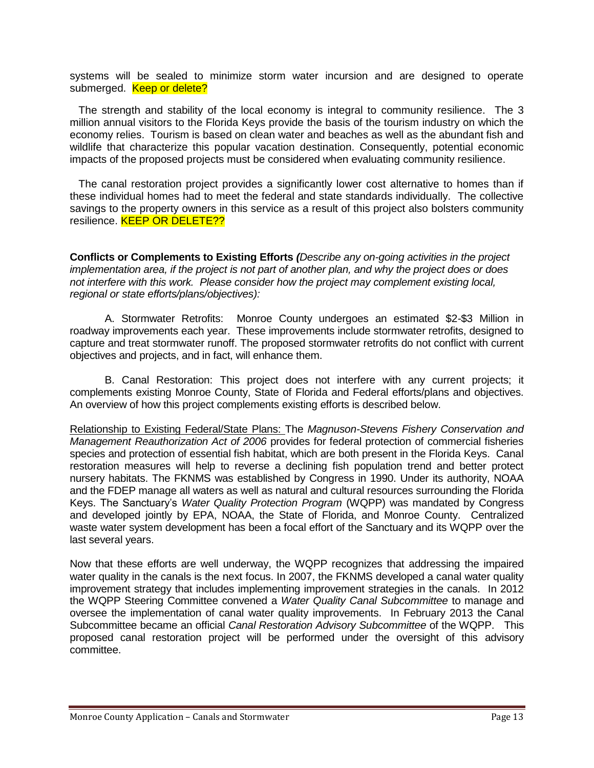systems will be sealed to minimize storm water incursion and are designed to operate submerged. Keep or delete?

The strength and stability of the local economy is integral to community resilience. The 3 million annual visitors to the Florida Keys provide the basis of the tourism industry on which the economy relies. Tourism is based on clean water and beaches as well as the abundant fish and wildlife that characterize this popular vacation destination. Consequently, potential economic impacts of the proposed projects must be considered when evaluating community resilience.

The canal restoration project provides a significantly lower cost alternative to homes than if these individual homes had to meet the federal and state standards individually. The collective savings to the property owners in this service as a result of this project also bolsters community resilience. KEEP OR DELETE??

**Conflicts or Complements to Existing Efforts** *(Describe any on-going activities in the project implementation area, if the project is not part of another plan, and why the project does or does not interfere with this work. Please consider how the project may complement existing local, regional or state efforts/plans/objectives):*

A. Stormwater Retrofits: Monroe County undergoes an estimated $2-$3 Million in roadway improvements each year. These improvements include stormwater retrofits, designed to capture and treat stormwater runoff. The proposed stormwater retrofits do not conflict with current objectives and projects, and in fact, will enhance them.

B. Canal Restoration: This project does not interfere with any current projects; it complements existing Monroe County, State of Florida and Federal efforts/plans and objectives. An overview of how this project complements existing efforts is described below.

Relationship to Existing Federal/State Plans: The *Magnuson-Stevens Fishery Conservation and Management Reauthorization Act of 2006* provides for federal protection of commercial fisheries species and protection of essential fish habitat, which are both present in the Florida Keys. Canal restoration measures will help to reverse a declining fish population trend and better protect nursery habitats. The FKNMS was established by Congress in 1990. Under its authority, NOAA and the FDEP manage all waters as well as natural and cultural resources surrounding the Florida Keys. The Sanctuary's *Water Quality Protection Program* (WQPP) was mandated by Congress and developed jointly by EPA, NOAA, the State of Florida, and Monroe County. Centralized waste water system development has been a focal effort of the Sanctuary and its WQPP over the last several years.

Now that these efforts are well underway, the WQPP recognizes that addressing the impaired water quality in the canals is the next focus. In 2007, the FKNMS developed a canal water quality improvement strategy that includes implementing improvement strategies in the canals. In 2012 the WQPP Steering Committee convened a *Water Quality Canal Subcommittee* to manage and oversee the implementation of canal water quality improvements. In February 2013 the Canal Subcommittee became an official *Canal Restoration Advisory Subcommittee* of the WQPP. This proposed canal restoration project will be performed under the oversight of this advisory committee.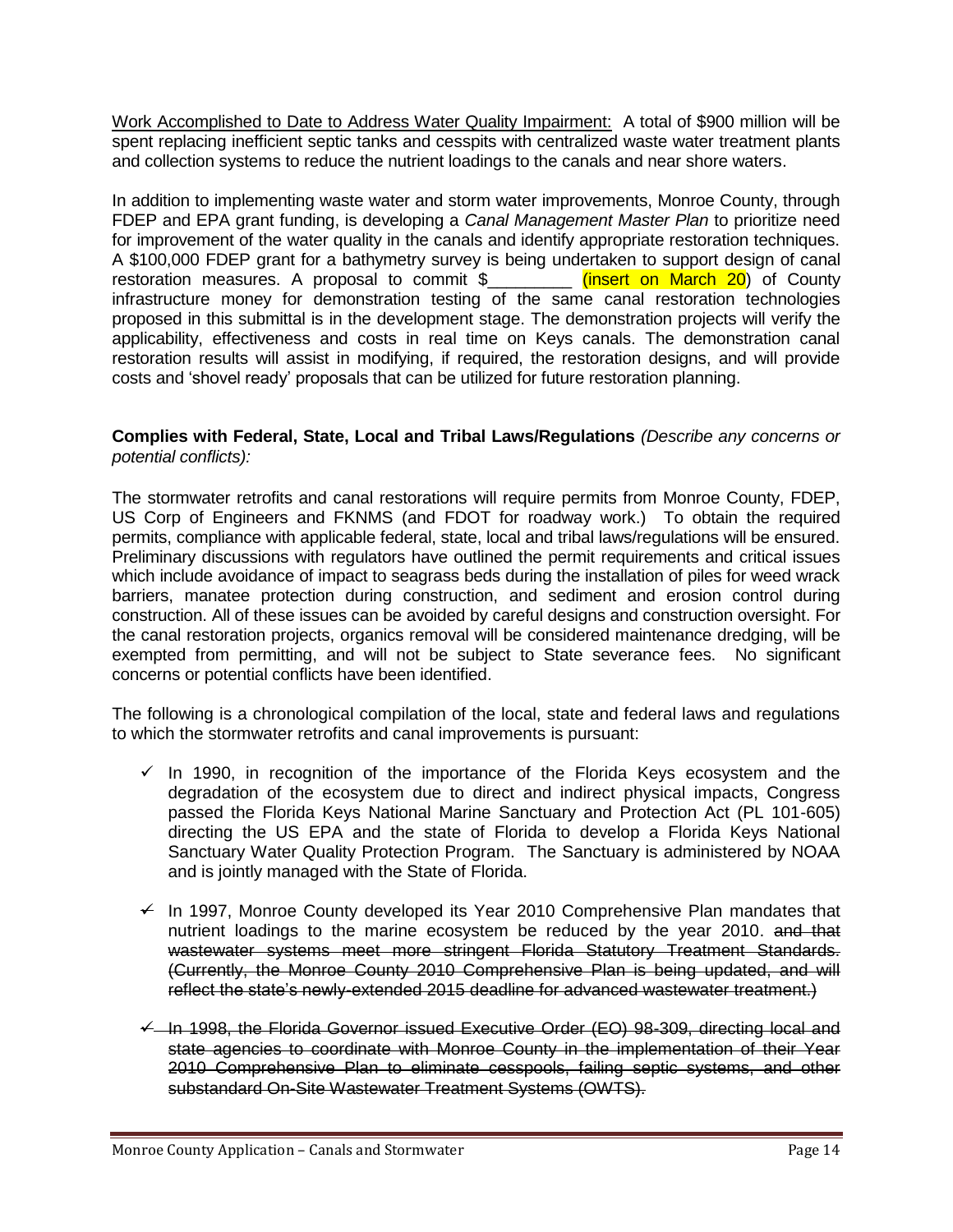Work Accomplished to Date to Address Water Quality Impairment: A total of $900 million will be spent replacing inefficient septic tanks and cesspits with centralized waste water treatment plants and collection systems to reduce the nutrient loadings to the canals and near shore waters.

In addition to implementing waste water and storm water improvements, Monroe County, through FDEP and EPA grant funding, is developing a *Canal Management Master Plan* to prioritize need for improvement of the water quality in the canals and identify appropriate restoration techniques. A $100,000 FDEP grant for a bathymetry survey is being undertaken to support design of canal restoration measures. A proposal to commit $_________ (insert on March 20) of County infrastructure money for demonstration testing of the same canal restoration technologies proposed in this submittal is in the development stage. The demonstration projects will verify the applicability, effectiveness and costs in real time on Keys canals. The demonstration canal restoration results will assist in modifying, if required, the restoration designs, and will provide costs and 'shovel ready' proposals that can be utilized for future restoration planning.

**Complies with Federal, State, Local and Tribal Laws/Regulations** *(Describe any concerns or potential conflicts):*

The stormwater retrofits and canal restorations will require permits from Monroe County, FDEP, US Corp of Engineers and FKNMS (and FDOT for roadway work.) To obtain the required permits, compliance with applicable federal, state, local and tribal laws/regulations will be ensured. Preliminary discussions with regulators have outlined the permit requirements and critical issues which include avoidance of impact to seagrass beds during the installation of piles for weed wrack barriers, manatee protection during construction, and sediment and erosion control during construction. All of these issues can be avoided by careful designs and construction oversight. For the canal restoration projects, organics removal will be considered maintenance dredging, will be exempted from permitting, and will not be subject to State severance fees. No significant concerns or potential conflicts have been identified.

The following is a chronological compilation of the local, state and federal laws and regulations to which the stormwater retrofits and canal improvements is pursuant:

- ✓ In 1990, in recognition of the importance of the Florida Keys ecosystem and the degradation of the ecosystem due to direct and indirect physical impacts, Congress passed the Florida Keys National Marine Sanctuary and Protection Act (PL 101-605) directing the US EPA and the state of Florida to develop a Florida Keys National Sanctuary Water Quality Protection Program. The Sanctuary is administered by NOAA and is jointly managed with the State of Florida.

- ✓ In 1997, Monroe County developed its Year 2010 Comprehensive Plan mandates that nutrient loadings to the marine ecosystem be reduced by the year 2010. ~~and that wastewater systems meet more stringent Florida Statutory Treatment Standards. (Currently, the Monroe County 2010 Comprehensive Plan is being updated, and will reflect the state's newly-extended 2015 deadline for advanced wastewater treatment.)~~

- ~~✓ In 1998, the Florida Governor issued Executive Order (EO) 98-309, directing local and state agencies to coordinate with Monroe County in the implementation of their Year 2010 Comprehensive Plan to eliminate cesspools, failing septic systems, and other substandard On-Site Wastewater Treatment Systems (OWTS).~~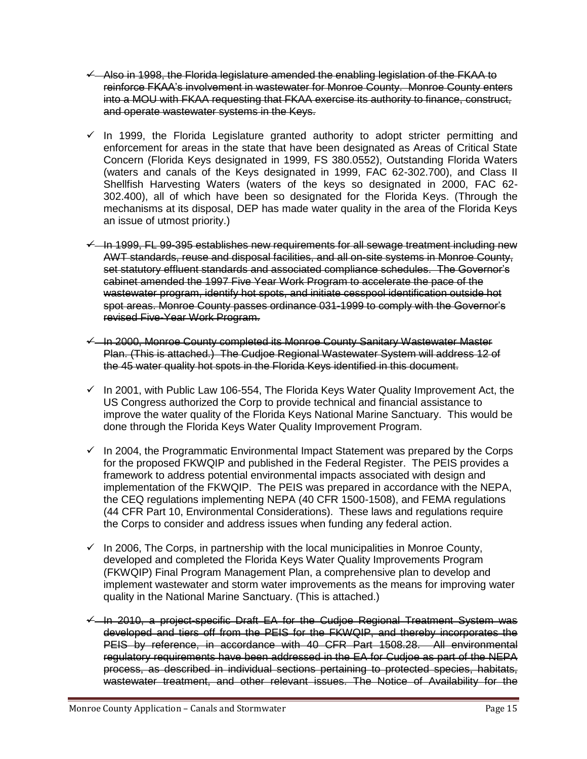- ✓ ~~Also in 1998, the Florida legislature amended the enabling legislation of the FKAA to reinforce FKAA's involvement in wastewater for Monroe County. Monroe County enters into a MOU with FKAA requesting that FKAA exercise its authority to finance, construct, and operate wastewater systems in the Keys.~~

- ✓ In 1999, the Florida Legislature granted authority to adopt stricter permitting and enforcement for areas in the state that have been designated as Areas of Critical State Concern (Florida Keys designated in 1999, FS 380.0552), Outstanding Florida Waters (waters and canals of the Keys designated in 1999, FAC 62-302.700), and Class II Shellfish Harvesting Waters (waters of the keys so designated in 2000, FAC 62-302.400), all of which have been so designated for the Florida Keys. (Through the mechanisms at its disposal, DEP has made water quality in the area of the Florida Keys an issue of utmost priority.)

- ✓ ~~In 1999, FL 99-395 establishes new requirements for all sewage treatment including new AWT standards, reuse and disposal facilities, and all on-site systems in Monroe County, set statutory effluent standards and associated compliance schedules. The Governor's cabinet amended the 1997 Five Year Work Program to accelerate the pace of the wastewater program, identify hot spots, and initiate cesspool identification outside hot spot areas. Monroe County passes ordinance 031-1999 to comply with the Governor's revised Five-Year Work Program.~~

- ✓ ~~In 2000, Monroe County completed its Monroe County Sanitary Wastewater Master Plan. (This is attached.) The Cudjoe Regional Wastewater System will address 12 of the 45 water quality hot spots in the Florida Keys identified in this document.~~

- ✓ In 2001, with Public Law 106-554, The Florida Keys Water Quality Improvement Act, the US Congress authorized the Corp to provide technical and financial assistance to improve the water quality of the Florida Keys National Marine Sanctuary. This would be done through the Florida Keys Water Quality Improvement Program.

- ✓ In 2004, the Programmatic Environmental Impact Statement was prepared by the Corps for the proposed FKWQIP and published in the Federal Register. The PEIS provides a framework to address potential environmental impacts associated with design and implementation of the FKWQIP. The PEIS was prepared in accordance with the NEPA, the CEQ regulations implementing NEPA (40 CFR 1500-1508), and FEMA regulations (44 CFR Part 10, Environmental Considerations). These laws and regulations require the Corps to consider and address issues when funding any federal action.

- ✓ In 2006, The Corps, in partnership with the local municipalities in Monroe County, developed and completed the Florida Keys Water Quality Improvements Program (FKWQIP) Final Program Management Plan, a comprehensive plan to develop and implement wastewater and storm water improvements as the means for improving water quality in the National Marine Sanctuary. (This is attached.)

- ✓ ~~In 2010, a project-specific Draft EA for the Cudjoe Regional Treatment System was developed and tiers off from the PEIS for the FKWQIP, and thereby incorporates the PEIS by reference, in accordance with 40 CFR Part 1508.28. All environmental regulatory requirements have been addressed in the EA for Cudjoe as part of the NEPA process, as described in individual sections pertaining to protected species, habitats, wastewater treatment, and other relevant issues. The Notice of Availability for the~~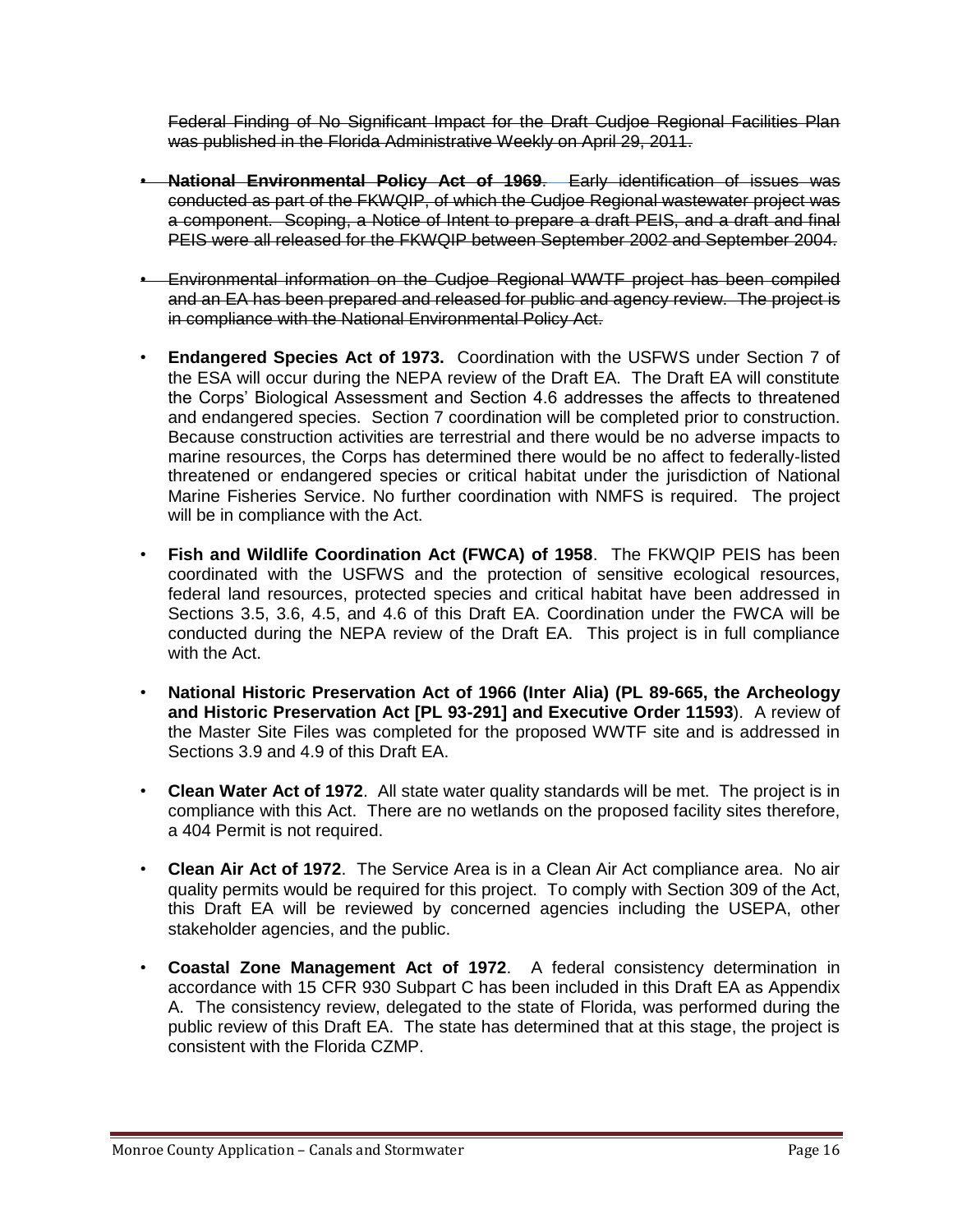~~Federal Finding of No Significant Impact for the Draft Cudjoe Regional Facilities Plan was published in the Florida Administrative Weekly on April 29, 2011.~~

- ~~**National Environmental Policy Act of 1969**. Early identification of issues was conducted as part of the FKWQIP, of which the Cudjoe Regional wastewater project was a component. Scoping, a Notice of Intent to prepare a draft PEIS, and a draft and final PEIS were all released for the FKWQIP between September 2002 and September 2004.~~

- ~~Environmental information on the Cudjoe Regional WWTF project has been compiled and an EA has been prepared and released for public and agency review. The project is in compliance with the National Environmental Policy Act.~~

- **Endangered Species Act of 1973.** Coordination with the USFWS under Section 7 of the ESA will occur during the NEPA review of the Draft EA. The Draft EA will constitute the Corps' Biological Assessment and Section 4.6 addresses the affects to threatened and endangered species. Section 7 coordination will be completed prior to construction. Because construction activities are terrestrial and there would be no adverse impacts to marine resources, the Corps has determined there would be no affect to federally-listed threatened or endangered species or critical habitat under the jurisdiction of National Marine Fisheries Service. No further coordination with NMFS is required. The project will be in compliance with the Act.

- **Fish and Wildlife Coordination Act (FWCA) of 1958**. The FKWQIP PEIS has been coordinated with the USFWS and the protection of sensitive ecological resources, federal land resources, protected species and critical habitat have been addressed in Sections 3.5, 3.6, 4.5, and 4.6 of this Draft EA. Coordination under the FWCA will be conducted during the NEPA review of the Draft EA. This project is in full compliance with the Act.

- **National Historic Preservation Act of 1966 (Inter Alia) (PL 89-665, the Archeology and Historic Preservation Act [PL 93-291] and Executive Order 11593**). A review of the Master Site Files was completed for the proposed WWTF site and is addressed in Sections 3.9 and 4.9 of this Draft EA.

- **Clean Water Act of 1972**. All state water quality standards will be met. The project is in compliance with this Act. There are no wetlands on the proposed facility sites therefore, a 404 Permit is not required.

- **Clean Air Act of 1972**. The Service Area is in a Clean Air Act compliance area. No air quality permits would be required for this project. To comply with Section 309 of the Act, this Draft EA will be reviewed by concerned agencies including the USEPA, other stakeholder agencies, and the public.

- **Coastal Zone Management Act of 1972**. A federal consistency determination in accordance with 15 CFR 930 Subpart C has been included in this Draft EA as Appendix A. The consistency review, delegated to the state of Florida, was performed during the public review of this Draft EA. The state has determined that at this stage, the project is consistent with the Florida CZMP.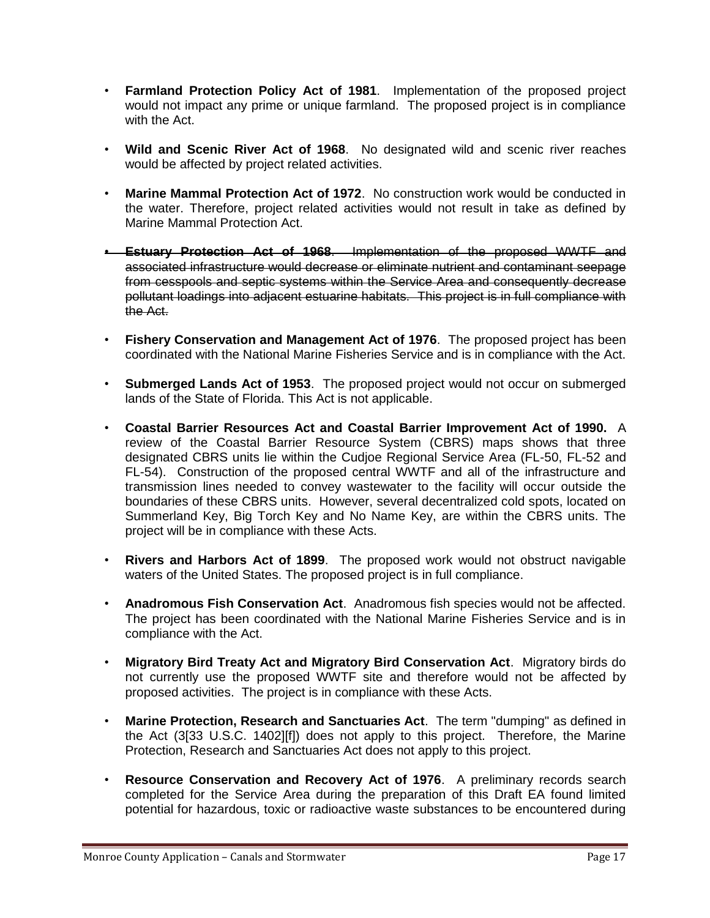- **Farmland Protection Policy Act of 1981**. Implementation of the proposed project would not impact any prime or unique farmland. The proposed project is in compliance with the Act.

- **Wild and Scenic River Act of 1968**. No designated wild and scenic river reaches would be affected by project related activities.

- **Marine Mammal Protection Act of 1972**. No construction work would be conducted in the water. Therefore, project related activities would not result in take as defined by Marine Mammal Protection Act.

- ~~**Estuary Protection Act of 1968**. Implementation of the proposed WWTF and associated infrastructure would decrease or eliminate nutrient and contaminant seepage from cesspools and septic systems within the Service Area and consequently decrease pollutant loadings into adjacent estuarine habitats. This project is in full compliance with the Act.~~

- **Fishery Conservation and Management Act of 1976**. The proposed project has been coordinated with the National Marine Fisheries Service and is in compliance with the Act.

- **Submerged Lands Act of 1953**. The proposed project would not occur on submerged lands of the State of Florida. This Act is not applicable.

- **Coastal Barrier Resources Act and Coastal Barrier Improvement Act of 1990.** A review of the Coastal Barrier Resource System (CBRS) maps shows that three designated CBRS units lie within the Cudjoe Regional Service Area (FL-50, FL-52 and FL-54). Construction of the proposed central WWTF and all of the infrastructure and transmission lines needed to convey wastewater to the facility will occur outside the boundaries of these CBRS units. However, several decentralized cold spots, located on Summerland Key, Big Torch Key and No Name Key, are within the CBRS units. The project will be in compliance with these Acts.

- **Rivers and Harbors Act of 1899**. The proposed work would not obstruct navigable waters of the United States. The proposed project is in full compliance.

- **Anadromous Fish Conservation Act**. Anadromous fish species would not be affected. The project has been coordinated with the National Marine Fisheries Service and is in compliance with the Act.

- **Migratory Bird Treaty Act and Migratory Bird Conservation Act**. Migratory birds do not currently use the proposed WWTF site and therefore would not be affected by proposed activities. The project is in compliance with these Acts.

- **Marine Protection, Research and Sanctuaries Act**. The term "dumping" as defined in the Act (3[33 U.S.C. 1402][f]) does not apply to this project. Therefore, the Marine Protection, Research and Sanctuaries Act does not apply to this project.

- **Resource Conservation and Recovery Act of 1976**. A preliminary records search completed for the Service Area during the preparation of this Draft EA found limited potential for hazardous, toxic or radioactive waste substances to be encountered during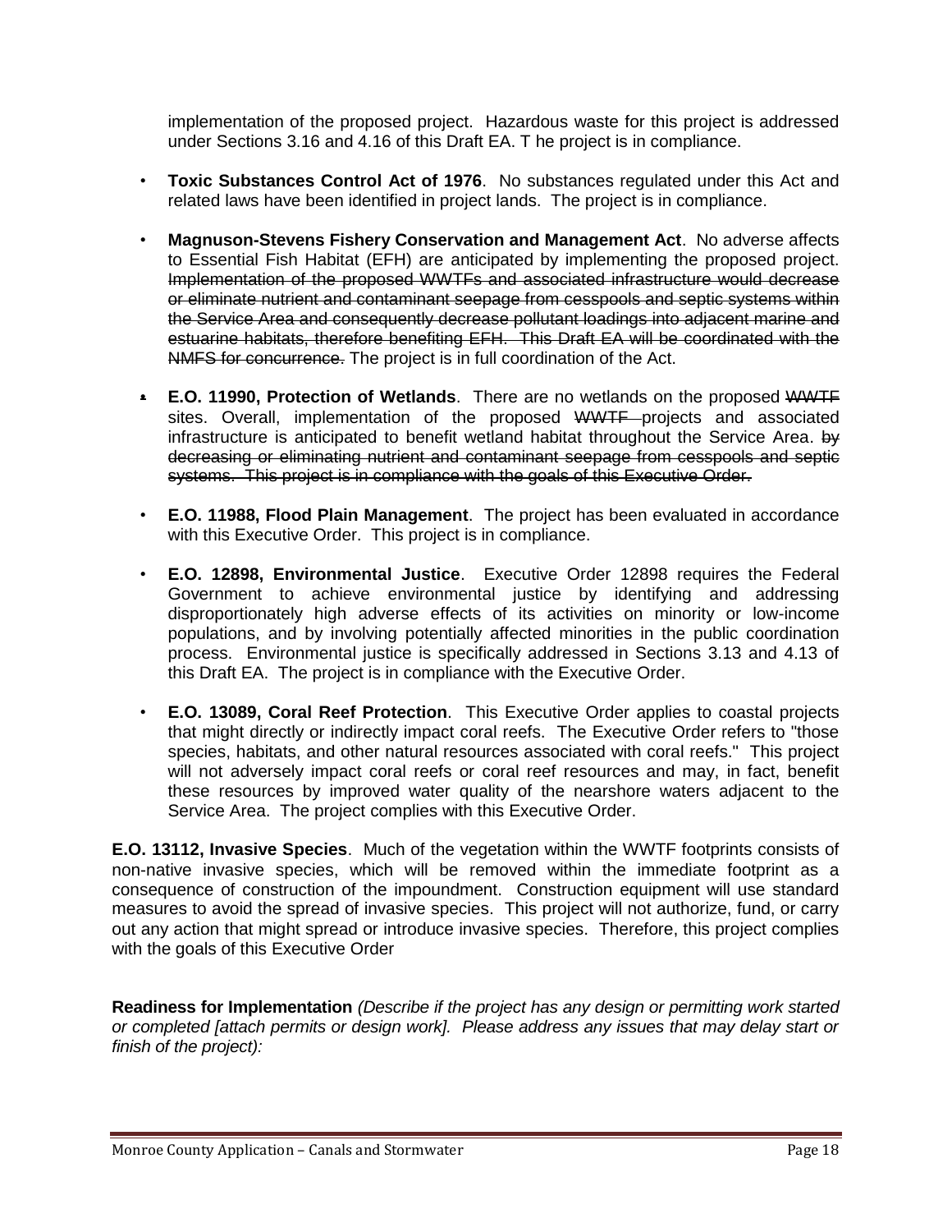implementation of the proposed project. Hazardous waste for this project is addressed under Sections 3.16 and 4.16 of this Draft EA. T he project is in compliance.

- **Toxic Substances Control Act of 1976**. No substances regulated under this Act and related laws have been identified in project lands. The project is in compliance.

- **Magnuson-Stevens Fishery Conservation and Management Act**. No adverse affects to Essential Fish Habitat (EFH) are anticipated by implementing the proposed project. ~~Implementation of the proposed WWTFs and associated infrastructure would decrease or eliminate nutrient and contaminant seepage from cesspools and septic systems within the Service Area and consequently decrease pollutant loadings into adjacent marine and estuarine habitats, therefore benefiting EFH. This Draft EA will be coordinated with the NMFS for concurrence.~~ The project is in full coordination of the Act.

- **E.O. 11990, Protection of Wetlands**. There are no wetlands on the proposed ~~WWTF~~ sites. Overall, implementation of the proposed ~~WWTF~~ projects and associated infrastructure is anticipated to benefit wetland habitat throughout the Service Area. ~~by decreasing or eliminating nutrient and contaminant seepage from cesspools and septic systems. This project is in compliance with the goals of this Executive Order.~~

- **E.O. 11988, Flood Plain Management**. The project has been evaluated in accordance with this Executive Order. This project is in compliance.

- **E.O. 12898, Environmental Justice**. Executive Order 12898 requires the Federal Government to achieve environmental justice by identifying and addressing disproportionately high adverse effects of its activities on minority or low-income populations, and by involving potentially affected minorities in the public coordination process. Environmental justice is specifically addressed in Sections 3.13 and 4.13 of this Draft EA. The project is in compliance with the Executive Order.

- **E.O. 13089, Coral Reef Protection**. This Executive Order applies to coastal projects that might directly or indirectly impact coral reefs. The Executive Order refers to "those species, habitats, and other natural resources associated with coral reefs." This project will not adversely impact coral reefs or coral reef resources and may, in fact, benefit these resources by improved water quality of the nearshore waters adjacent to the Service Area. The project complies with this Executive Order.

**E.O. 13112, Invasive Species**. Much of the vegetation within the WWTF footprints consists of non-native invasive species, which will be removed within the immediate footprint as a consequence of construction of the impoundment. Construction equipment will use standard measures to avoid the spread of invasive species. This project will not authorize, fund, or carry out any action that might spread or introduce invasive species. Therefore, this project complies with the goals of this Executive Order

**Readiness for Implementation** *(Describe if the project has any design or permitting work started or completed [attach permits or design work]. Please address any issues that may delay start or finish of the project):*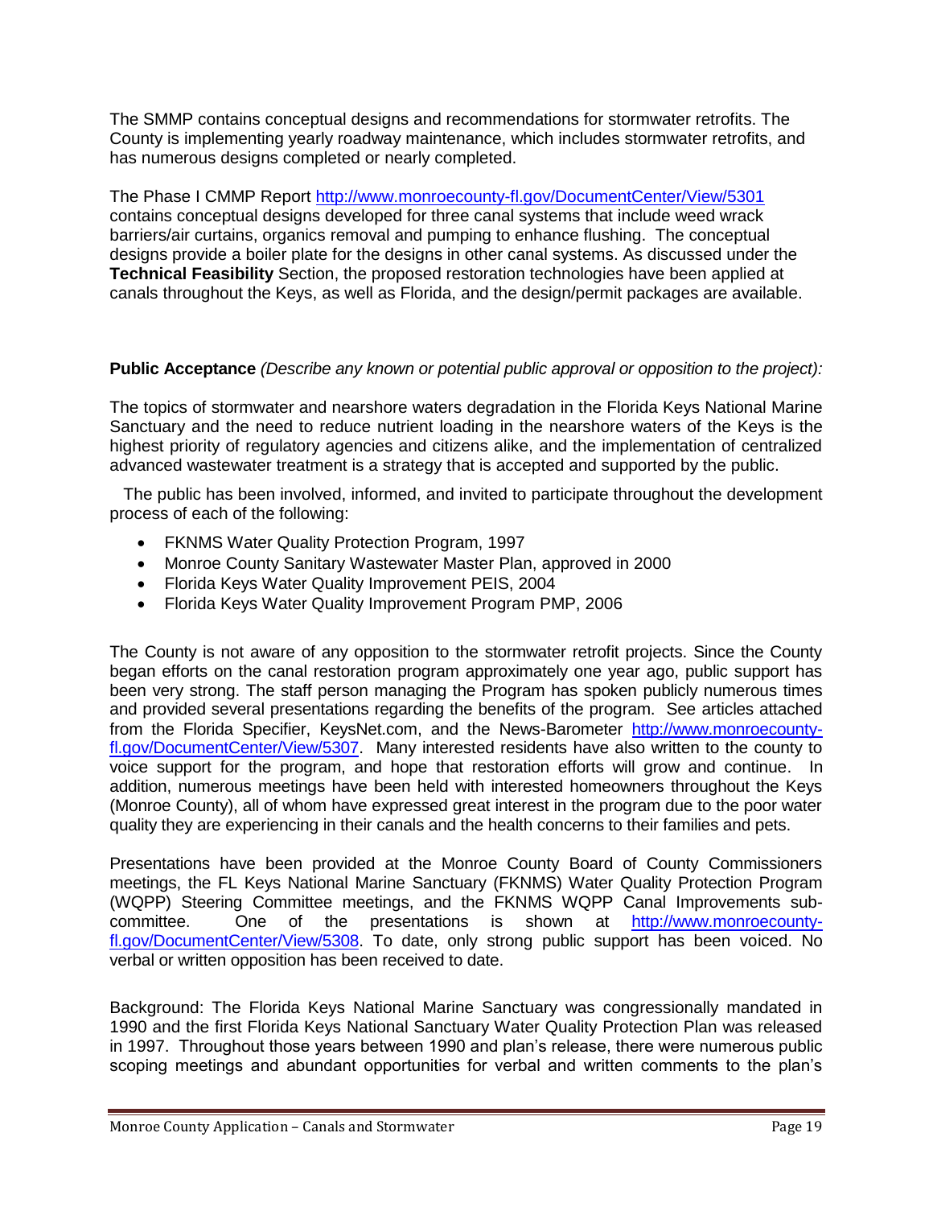The SMMP contains conceptual designs and recommendations for stormwater retrofits. The County is implementing yearly roadway maintenance, which includes stormwater retrofits, and has numerous designs completed or nearly completed.

The Phase I CMMP Report http://www.monroecounty-fl.gov/DocumentCenter/View/5301 contains conceptual designs developed for three canal systems that include weed wrack barriers/air curtains, organics removal and pumping to enhance flushing. The conceptual designs provide a boiler plate for the designs in other canal systems. As discussed under the **Technical Feasibility** Section, the proposed restoration technologies have been applied at canals throughout the Keys, as well as Florida, and the design/permit packages are available.

**Public Acceptance** *(Describe any known or potential public approval or opposition to the project):*

The topics of stormwater and nearshore waters degradation in the Florida Keys National Marine Sanctuary and the need to reduce nutrient loading in the nearshore waters of the Keys is the highest priority of regulatory agencies and citizens alike, and the implementation of centralized advanced wastewater treatment is a strategy that is accepted and supported by the public.

The public has been involved, informed, and invited to participate throughout the development process of each of the following:

- FKNMS Water Quality Protection Program, 1997
- Monroe County Sanitary Wastewater Master Plan, approved in 2000
- Florida Keys Water Quality Improvement PEIS, 2004
- Florida Keys Water Quality Improvement Program PMP, 2006

The County is not aware of any opposition to the stormwater retrofit projects. Since the County began efforts on the canal restoration program approximately one year ago, public support has been very strong. The staff person managing the Program has spoken publicly numerous times and provided several presentations regarding the benefits of the program. See articles attached from the Florida Specifier, KeysNet.com, and the News-Barometer http://www.monroecounty-fl.gov/DocumentCenter/View/5307. Many interested residents have also written to the county to voice support for the program, and hope that restoration efforts will grow and continue. In addition, numerous meetings have been held with interested homeowners throughout the Keys (Monroe County), all of whom have expressed great interest in the program due to the poor water quality they are experiencing in their canals and the health concerns to their families and pets.

Presentations have been provided at the Monroe County Board of County Commissioners meetings, the FL Keys National Marine Sanctuary (FKNMS) Water Quality Protection Program (WQPP) Steering Committee meetings, and the FKNMS WQPP Canal Improvements sub-committee. One of the presentations is shown at http://www.monroecounty-fl.gov/DocumentCenter/View/5308. To date, only strong public support has been voiced. No verbal or written opposition has been received to date.

Background: The Florida Keys National Marine Sanctuary was congressionally mandated in 1990 and the first Florida Keys National Sanctuary Water Quality Protection Plan was released in 1997. Throughout those years between 1990 and plan's release, there were numerous public scoping meetings and abundant opportunities for verbal and written comments to the plan's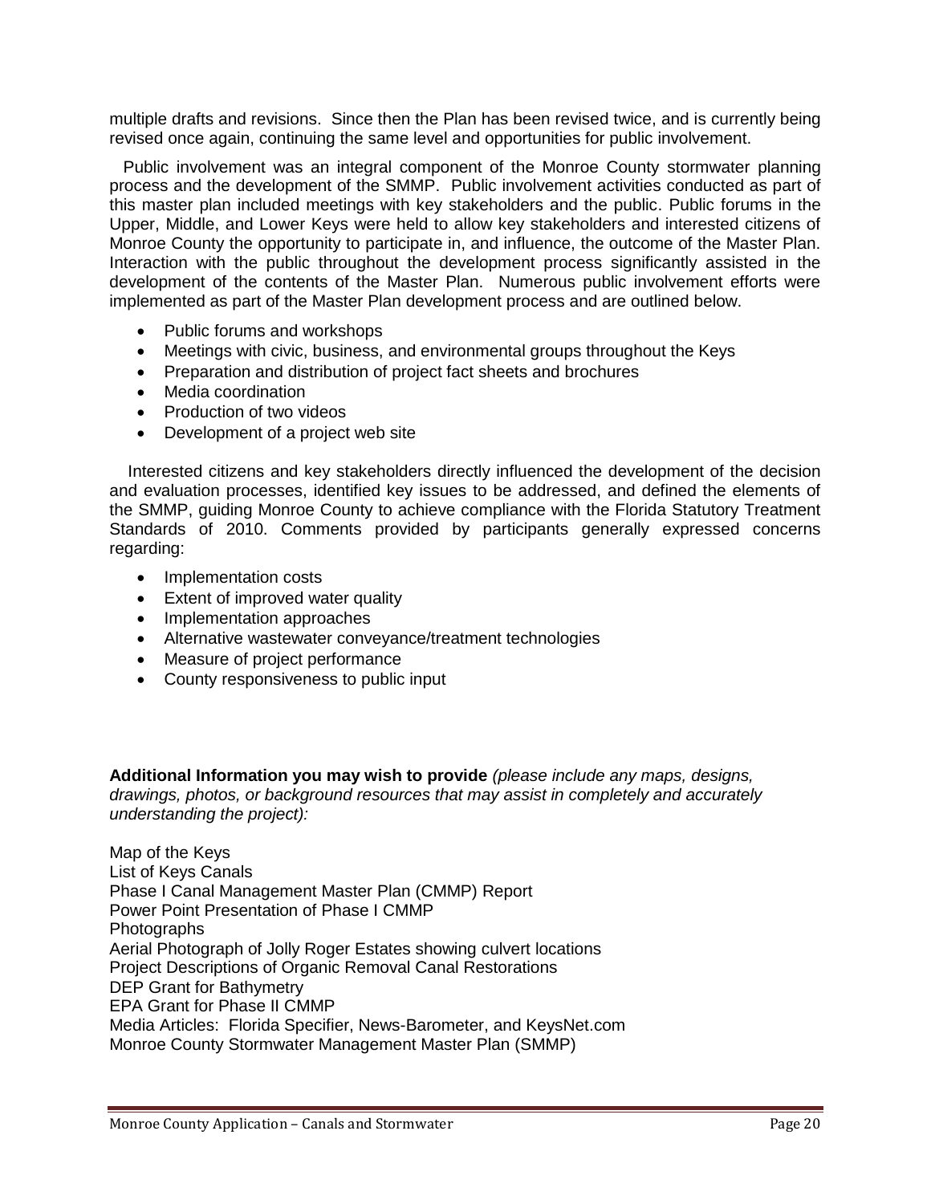multiple drafts and revisions. Since then the Plan has been revised twice, and is currently being revised once again, continuing the same level and opportunities for public involvement.

Public involvement was an integral component of the Monroe County stormwater planning process and the development of the SMMP. Public involvement activities conducted as part of this master plan included meetings with key stakeholders and the public. Public forums in the Upper, Middle, and Lower Keys were held to allow key stakeholders and interested citizens of Monroe County the opportunity to participate in, and influence, the outcome of the Master Plan. Interaction with the public throughout the development process significantly assisted in the development of the contents of the Master Plan. Numerous public involvement efforts were implemented as part of the Master Plan development process and are outlined below.

- Public forums and workshops
- Meetings with civic, business, and environmental groups throughout the Keys
- Preparation and distribution of project fact sheets and brochures
- Media coordination
- Production of two videos
- Development of a project web site

Interested citizens and key stakeholders directly influenced the development of the decision and evaluation processes, identified key issues to be addressed, and defined the elements of the SMMP, guiding Monroe County to achieve compliance with the Florida Statutory Treatment Standards of 2010. Comments provided by participants generally expressed concerns regarding:

- Implementation costs
- Extent of improved water quality
- Implementation approaches
- Alternative wastewater conveyance/treatment technologies
- Measure of project performance
- County responsiveness to public input

**Additional Information you may wish to provide** *(please include any maps, designs, drawings, photos, or background resources that may assist in completely and accurately understanding the project):*

Map of the Keys
List of Keys Canals
Phase I Canal Management Master Plan (CMMP) Report
Power Point Presentation of Phase I CMMP
Photographs
Aerial Photograph of Jolly Roger Estates showing culvert locations
Project Descriptions of Organic Removal Canal Restorations
DEP Grant for Bathymetry
EPA Grant for Phase II CMMP
Media Articles: Florida Specifier, News-Barometer, and KeysNet.com
Monroe County Stormwater Management Master Plan (SMMP)